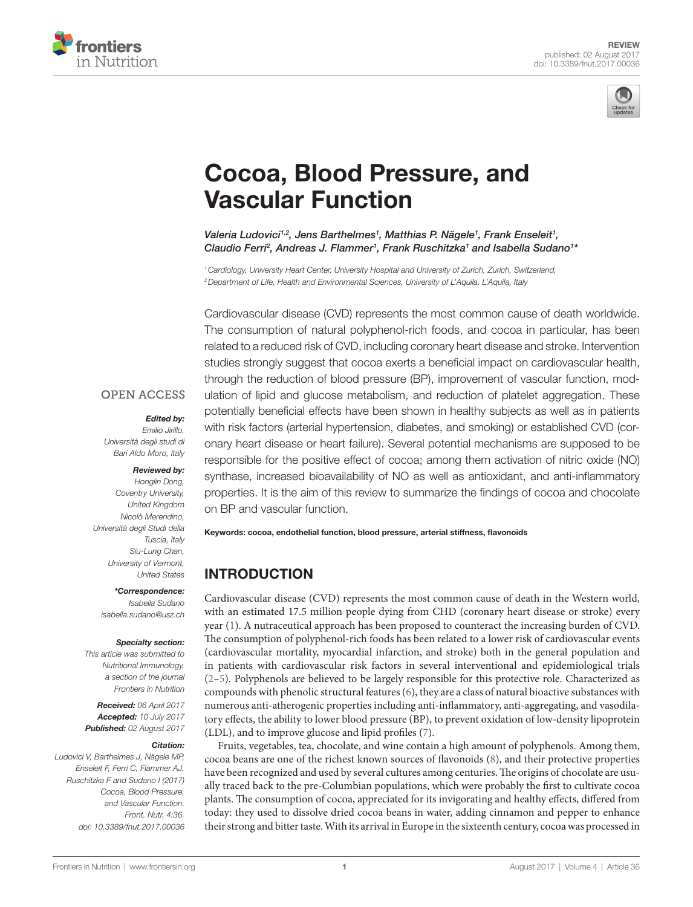REVIEW
published: 02 August 2017
doi: 10.3389/fnut.2017.00036

# Cocoa, Blood Pressure, and Vascular Function

*Valeria Ludovici[1,2], Jens Barthelmes[1], Matthias P. Nägele[1], Frank Enseleit[1], Claudio Ferri[2], Andreas J. Flammer[1], Frank Ruschitzka[1] and Isabella Sudano[1]**

[1] Cardiology, University Heart Center, University Hospital and University of Zurich, Zurich, Switzerland,
[2] Department of Life, Health and Environmental Sciences, University of L'Aquila, L'Aquila, Italy

OPEN ACCESS

***Edited by:***
*Emilio Jirillo, Università degli studi di Bari Aldo Moro, Italy*

***Reviewed by:***
*Honglin Dong, Coventry University, United Kingdom*
*Nicolò Merendino, Università degli Studi della Tuscia, Italy*
*Siu-Lung Chan, University of Vermont, United States*

***\*Correspondence:***
*Isabella Sudano*
*isabella.sudano@usz.ch*

***Specialty section:***
*This article was submitted to Nutritional Immunology, a section of the journal Frontiers in Nutrition*

***Received:*** *06 April 2017*
***Accepted:*** *10 July 2017*
***Published:*** *02 August 2017*

***Citation:***
*Ludovici V, Barthelmes J, Nägele MP, Enseleit F, Ferri C, Flammer AJ, Ruschitzka F and Sudano I (2017) Cocoa, Blood Pressure, and Vascular Function. Front. Nutr. 4:36. doi: 10.3389/fnut.2017.00036*

Cardiovascular disease (CVD) represents the most common cause of death worldwide. The consumption of natural polyphenol-rich foods, and cocoa in particular, has been related to a reduced risk of CVD, including coronary heart disease and stroke. Intervention studies strongly suggest that cocoa exerts a beneficial impact on cardiovascular health, through the reduction of blood pressure (BP), improvement of vascular function, modulation of lipid and glucose metabolism, and reduction of platelet aggregation. These potentially beneficial effects have been shown in healthy subjects as well as in patients with risk factors (arterial hypertension, diabetes, and smoking) or established CVD (coronary heart disease or heart failure). Several potential mechanisms are supposed to be responsible for the positive effect of cocoa; among them activation of nitric oxide (NO) synthase, increased bioavailability of NO as well as antioxidant, and anti-inflammatory properties. It is the aim of this review to summarize the findings of cocoa and chocolate on BP and vascular function.

**Keywords: cocoa, endothelial function, blood pressure, arterial stiffness, flavonoids**

## INTRODUCTION

Cardiovascular disease (CVD) represents the most common cause of death in the Western world, with an estimated 17.5 million people dying from CHD (coronary heart disease or stroke) every year (1). A nutraceutical approach has been proposed to counteract the increasing burden of CVD. The consumption of polyphenol-rich foods has been related to a lower risk of cardiovascular events (cardiovascular mortality, myocardial infarction, and stroke) both in the general population and in patients with cardiovascular risk factors in several interventional and epidemiological trials (2–5). Polyphenols are believed to be largely responsible for this protective role. Characterized as compounds with phenolic structural features (6), they are a class of natural bioactive substances with numerous anti-atherogenic properties including anti-inflammatory, anti-aggregating, and vasodilatory effects, the ability to lower blood pressure (BP), to prevent oxidation of low-density lipoprotein (LDL), and to improve glucose and lipid profiles (7).

Fruits, vegetables, tea, chocolate, and wine contain a high amount of polyphenols. Among them, cocoa beans are one of the richest known sources of flavonoids (8), and their protective properties have been recognized and used by several cultures among centuries. The origins of chocolate are usually traced back to the pre-Columbian populations, which were probably the first to cultivate cocoa plants. The consumption of cocoa, appreciated for its invigorating and healthy effects, differed from today: they used to dissolve dried cocoa beans in water, adding cinnamon and pepper to enhance their strong and bitter taste. With its arrival in Europe in the sixteenth century, cocoa was processed in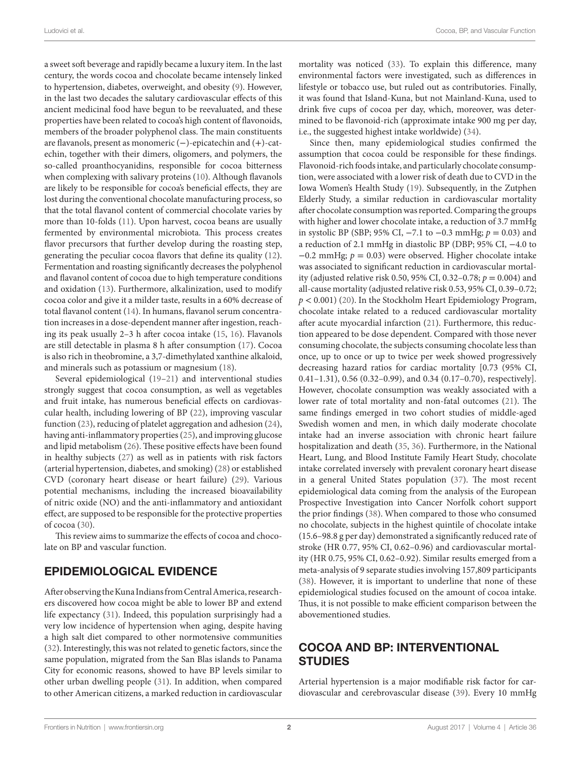a sweet soft beverage and rapidly became a luxury item. In the last century, the words cocoa and chocolate became intensely linked to hypertension, diabetes, overweight, and obesity (9). However, in the last two decades the salutary cardiovascular effects of this ancient medicinal food have begun to be reevaluated, and these properties have been related to cocoa's high content of flavonoids, members of the broader polyphenol class. The main constituents are flavanols, present as monomeric (−)-epicatechin and (+)-catechin, together with their dimers, oligomers, and polymers, the so-called proanthocyanidins, responsible for cocoa bitterness when complexing with salivary proteins (10). Although flavanols are likely to be responsible for cocoa's beneficial effects, they are lost during the conventional chocolate manufacturing process, so that the total flavanol content of commercial chocolate varies by more than 10-folds (11). Upon harvest, cocoa beans are usually fermented by environmental microbiota. This process creates flavor precursors that further develop during the roasting step, generating the peculiar cocoa flavors that define its quality (12). Fermentation and roasting significantly decreases the polyphenol and flavanol content of cocoa due to high temperature conditions and oxidation (13). Furthermore, alkalinization, used to modify cocoa color and give it a milder taste, results in a 60% decrease of total flavanol content (14). In humans, flavanol serum concentration increases in a dose-dependent manner after ingestion, reaching its peak usually 2–3 h after cocoa intake (15, 16). Flavanols are still detectable in plasma 8 h after consumption (17). Cocoa is also rich in theobromine, a 3,7-dimethylated xanthine alkaloid, and minerals such as potassium or magnesium (18).

Several epidemiological (19–21) and interventional studies strongly suggest that cocoa consumption, as well as vegetables and fruit intake, has numerous beneficial effects on cardiovascular health, including lowering of BP (22), improving vascular function (23), reducing of platelet aggregation and adhesion (24), having anti-inflammatory properties (25), and improving glucose and lipid metabolism (26). These positive effects have been found in healthy subjects (27) as well as in patients with risk factors (arterial hypertension, diabetes, and smoking) (28) or established CVD (coronary heart disease or heart failure) (29). Various potential mechanisms, including the increased bioavailability of nitric oxide (NO) and the anti-inflammatory and antioxidant effect, are supposed to be responsible for the protective properties of cocoa (30).

This review aims to summarize the effects of cocoa and chocolate on BP and vascular function.

## EPIDEMIOLOGICAL EVIDENCE

After observing the Kuna Indians from Central America, researchers discovered how cocoa might be able to lower BP and extend life expectancy (31). Indeed, this population surprisingly had a very low incidence of hypertension when aging, despite having a high salt diet compared to other normotensive communities (32). Interestingly, this was not related to genetic factors, since the same population, migrated from the San Blas islands to Panama City for economic reasons, showed to have BP levels similar to other urban dwelling people (31). In addition, when compared to other American citizens, a marked reduction in cardiovascular mortality was noticed (33). To explain this difference, many environmental factors were investigated, such as differences in lifestyle or tobacco use, but ruled out as contributories. Finally, it was found that Island-Kuna, but not Mainland-Kuna, used to drink five cups of cocoa per day, which, moreover, was determined to be flavonoid-rich (approximate intake 900 mg per day, i.e., the suggested highest intake worldwide) (34).

Since then, many epidemiological studies confirmed the assumption that cocoa could be responsible for these findings. Flavonoid-rich foods intake, and particularly chocolate consumption, were associated with a lower risk of death due to CVD in the Iowa Women's Health Study (19). Subsequently, in the Zutphen Elderly Study, a similar reduction in cardiovascular mortality after chocolate consumption was reported. Comparing the groups with higher and lower chocolate intake, a reduction of 3.7 mmHg in systolic BP (SBP; 95% CI, −7.1 to −0.3 mmHg; $p = 0.03$) and a reduction of 2.1 mmHg in diastolic BP (DBP; 95% CI, −4.0 to −0.2 mmHg; $p = 0.03$) were observed. Higher chocolate intake was associated to significant reduction in cardiovascular mortality (adjusted relative risk 0.50, 95% CI, 0.32–0.78; $p = 0.004$) and all-cause mortality (adjusted relative risk 0.53, 95% CI, 0.39–0.72; $p < 0.001$) (20). In the Stockholm Heart Epidemiology Program, chocolate intake related to a reduced cardiovascular mortality after acute myocardial infarction (21). Furthermore, this reduction appeared to be dose dependent. Compared with those never consuming chocolate, the subjects consuming chocolate less than once, up to once or up to twice per week showed progressively decreasing hazard ratios for cardiac mortality [0.73 (95% CI, 0.41–1.31), 0.56 (0.32–0.99), and 0.34 (0.17–0.70), respectively]. However, chocolate consumption was weakly associated with a lower rate of total mortality and non-fatal outcomes (21). The same findings emerged in two cohort studies of middle-aged Swedish women and men, in which daily moderate chocolate intake had an inverse association with chronic heart failure hospitalization and death (35, 36). Furthermore, in the National Heart, Lung, and Blood Institute Family Heart Study, chocolate intake correlated inversely with prevalent coronary heart disease in a general United States population (37). The most recent epidemiological data coming from the analysis of the European Prospective Investigation into Cancer Norfolk cohort support the prior findings (38). When compared to those who consumed no chocolate, subjects in the highest quintile of chocolate intake (15.6–98.8 g per day) demonstrated a significantly reduced rate of stroke (HR 0.77, 95% CI, 0.62–0.96) and cardiovascular mortality (HR 0.75, 95% CI, 0.62–0.92). Similar results emerged from a meta-analysis of 9 separate studies involving 157,809 participants (38). However, it is important to underline that none of these epidemiological studies focused on the amount of cocoa intake. Thus, it is not possible to make efficient comparison between the abovementioned studies.

## COCOA AND BP: INTERVENTIONAL STUDIES

Arterial hypertension is a major modifiable risk factor for cardiovascular and cerebrovascular disease (39). Every 10 mmHg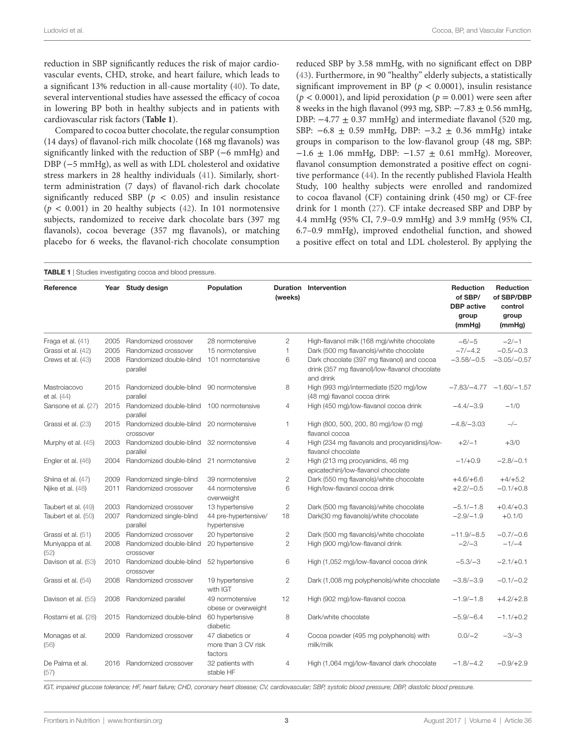reduction in SBP significantly reduces the risk of major cardiovascular events, CHD, stroke, and heart failure, which leads to a significant 13% reduction in all-cause mortality (40). To date, several interventional studies have assessed the efficacy of cocoa in lowering BP both in healthy subjects and in patients with cardiovascular risk factors (**Table 1**).

Compared to cocoa butter chocolate, the regular consumption (14 days) of flavanol-rich milk chocolate (168 mg flavanols) was significantly linked with the reduction of SBP (−6 mmHg) and DBP (−5 mmHg), as well as with LDL cholesterol and oxidative stress markers in 28 healthy individuals (41). Similarly, short-term administration (7 days) of flavanol-rich dark chocolate significantly reduced SBP ($p < 0.05$) and insulin resistance ($p < 0.001$) in 20 healthy subjects (42). In 101 normotensive subjects, randomized to receive dark chocolate bars (397 mg flavanols), cocoa beverage (357 mg flavanols), or matching placebo for 6 weeks, the flavanol-rich chocolate consumption reduced SBP by 3.58 mmHg, with no significant effect on DBP (43). Furthermore, in 90 "healthy" elderly subjects, a statistically significant improvement in BP ($p < 0.0001$), insulin resistance ($p < 0.0001$), and lipid peroxidation ($p = 0.001$) were seen after 8 weeks in the high flavanol (993 mg, SBP: $-7.83 \pm 0.56$ mmHg, DBP: $-4.77 \pm 0.37$ mmHg) and intermediate flavanol (520 mg, SBP: $-6.8 \pm 0.59$ mmHg, DBP: $-3.2 \pm 0.36$ mmHg) intake groups in comparison to the low-flavanol group (48 mg, SBP: $-1.6 \pm 1.06$ mmHg, DBP: $-1.57 \pm 0.61$ mmHg). Moreover, flavanol consumption demonstrated a positive effect on cognitive performance (44). In the recently published Flaviola Health Study, 100 healthy subjects were enrolled and randomized to cocoa flavanol (CF) containing drink (450 mg) or CF-free drink for 1 month (27). CF intake decreased SBP and DBP by 4.4 mmHg (95% CI, 7.9–0.9 mmHg) and 3.9 mmHg (95% CI, 6.7–0.9 mmHg), improved endothelial function, and showed a positive effect on total and LDL cholesterol. By applying the

**TABLE 1** | Studies investigating cocoa and blood pressure.

| Reference | Year | Study design | Population | Duration (weeks) | Intervention | Reduction of SBP/DBP active group (mmHg) | Reduction of SBP/DBP control group (mmHg) |
|---|---|---|---|---|---|---|---|
| Fraga et al. (41) | 2005 | Randomized crossover | 28 normotensive | 2 | High-flavanol milk (168 mg)/white chocolate | −6/−5 | −2/−1 |
| Grassi et al. (42) | 2005 | Randomized crossover | 15 normotensive | 1 | Dark (500 mg flavanols)/white chocolate | −7/−4.2 | −0.5/−0.3 |
| Crews et al. (43) | 2008 | Randomized double-blind parallel | 101 normotensive | 6 | Dark chocolate (397 mg flavanol) and cocoa drink (357 mg flavanol)/low-flavanol chocolate and drink | −3.58/−0.5 | −3.05/−0.57 |
| Mastroiacovo et al. (44) | 2015 | Randomized double-blind parallel | 90 normotensive | 8 | High (993 mg)/intermediate (520 mg)/low (48 mg) flavanol cocoa drink | −7.83/−4.77 | −1.60/−1.57 |
| Sansone et al. (27) | 2015 | Randomized double-blind parallel | 100 normotensive | 4 | High (450 mg)/low-flavanol cocoa drink | −4.4/−3.9 | −1/0 |
| Grassi et al. (23) | 2015 | Randomized double-blind crossover | 20 normotensive | 1 | High (800, 500, 200, 80 mg)/low (0 mg) flavanol cocoa | −4.8/−3.03 | −/− |
| Murphy et al. (45) | 2003 | Randomized double-blind parallel | 32 normotensive | 4 | High (234 mg flavanols and procyanidins)/low-flavanol chocolate | +2/−1 | +3/0 |
| Engler et al. (46) | 2004 | Randomized double-blind | 21 normotensive | 2 | High (213 mg procyanidins, 46 mg epicatechin)/low-flavanol chocolate | −1/+0.9 | −2.8/−0.1 |
| Shiina et al. (47) | 2009 | Randomized single-blind | 39 normotensive | 2 | Dark (550 mg flavanols)/white chocolate | +4.6/+6.6 | +4/+5.2 |
| Njike et al. (48) | 2011 | Randomized crossover | 44 normotensive overweight | 6 | High/low-flavanol cocoa drink | +2.2/−0.5 | −0.1/+0.8 |
| Taubert et al. (49) | 2003 | Randomized crossover | 13 hypertensive | 2 | Dark (500 mg flavanols)/white chocolate | −5.1/−1.8 | +0.4/+0.3 |
| Taubert et al. (50) | 2007 | Randomized single-blind parallel | 44 pre-hypertensive/hypertensive | 18 | Dark(30 mg flavanols)/white chocolate | −2.9/−1.9 | +0.1/0 |
| Grassi et al. (51) | 2005 | Randomized crossover | 20 hypertensive | 2 | Dark (500 mg flavanols)/white chocolate | −11.9/−8.5 | −0.7/−0.6 |
| Muniyappa et al. (52) | 2008 | Randomized double-blind crossover | 20 hypertensive | 2 | High (900 mg)/low-flavanol drink | −2/−3 | −1/−4 |
| Davison et al. (53) | 2010 | Randomized double-blind crossover | 52 hypertensive | 6 | High (1,052 mg)/low-flavanol cocoa drink | −5.3/−3 | −2.1/+0.1 |
| Grassi et al. (54) | 2008 | Randomized crossover | 19 hypertensive with IGT | 2 | Dark (1,008 mg polyphenols)/white chocolate | −3.8/−3.9 | −0.1/−0.2 |
| Davison et al. (55) | 2008 | Randomized parallel | 49 normotensive obese or overweight | 12 | High (902 mg)/low-flavanol cocoa | −1.9/−1.8 | +4.2/+2.8 |
| Rostami et al. (28) | 2015 | Randomized double-blind | 60 hypertensive diabetic | 8 | Dark/white chocolate | −5.9/−6.4 | −1.1/+0.2 |
| Monagas et al. (56) | 2009 | Randomized crossover | 47 diabetics or more than 3 CV risk factors | 4 | Cocoa powder (495 mg polyphenols) with milk/milk | 0.0/−2 | −3/−3 |
| De Palma et al. (57) | 2016 | Randomized crossover | 32 patients with stable HF | 4 | High (1,064 mg)/low-flavanol dark chocolate | −1.8/−4.2 | −0.9/+2.9 |

*IGT, impaired glucose tolerance; HF, heart failure; CHD, coronary heart disease; CV, cardiovascular; SBP, systolic blood pressure; DBP, diastolic blood pressure.*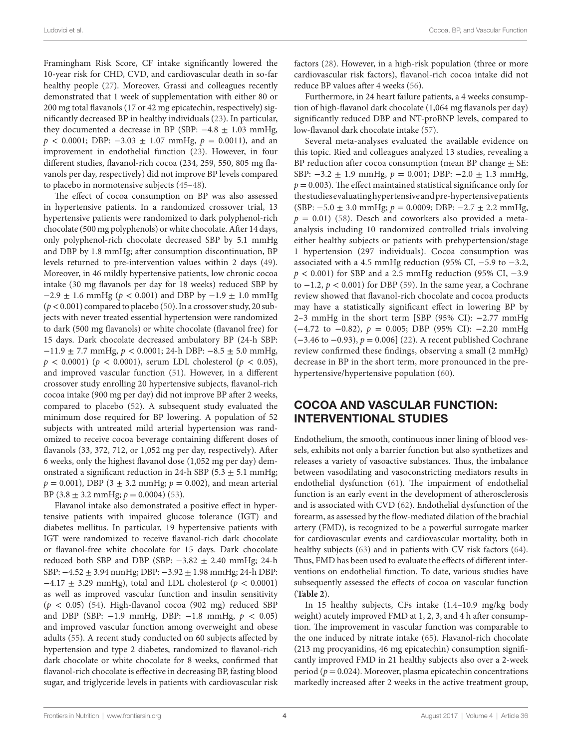Framingham Risk Score, CF intake significantly lowered the 10-year risk for CHD, CVD, and cardiovascular death in so-far healthy people (27). Moreover, Grassi and colleagues recently demonstrated that 1 week of supplementation with either 80 or 200 mg total flavanols (17 or 42 mg epicatechin, respectively) significantly decreased BP in healthy individuals (23). In particular, they documented a decrease in BP (SBP: $-4.8 \pm 1.03$ mmHg, $p < 0.0001$; DBP: $-3.03 \pm 1.07$ mmHg, $p = 0.0011$), and an improvement in endothelial function (23). However, in four different studies, flavanol-rich cocoa (234, 259, 550, 805 mg flavanols per day, respectively) did not improve BP levels compared to placebo in normotensive subjects (45–48).

The effect of cocoa consumption on BP was also assessed in hypertensive patients. In a randomized crossover trial, 13 hypertensive patients were randomized to dark polyphenol-rich chocolate (500 mg polyphenols) or white chocolate. After 14 days, only polyphenol-rich chocolate decreased SBP by 5.1 mmHg and DBP by 1.8 mmHg; after consumption discontinuation, BP levels returned to pre-intervention values within 2 days (49). Moreover, in 46 mildly hypertensive patients, low chronic cocoa intake (30 mg flavanols per day for 18 weeks) reduced SBP by $-2.9 \pm 1.6$ mmHg ($p < 0.001$) and DBP by $-1.9 \pm 1.0$ mmHg ($p < 0.001$) compared to placebo (50). In a crossover study, 20 subjects with never treated essential hypertension were randomized to dark (500 mg flavanols) or white chocolate (flavanol free) for 15 days. Dark chocolate decreased ambulatory BP (24-h SBP: $-11.9 \pm 7.7$ mmHg, $p < 0.0001$; 24-h DBP: $-8.5 \pm 5.0$ mmHg, $p < 0.0001$) ($p < 0.0001$), serum LDL cholesterol ($p < 0.05$), and improved vascular function (51). However, in a different crossover study enrolling 20 hypertensive subjects, flavanol-rich cocoa intake (900 mg per day) did not improve BP after 2 weeks, compared to placebo (52). A subsequent study evaluated the minimum dose required for BP lowering. A population of 52 subjects with untreated mild arterial hypertension was randomized to receive cocoa beverage containing different doses of flavanols (33, 372, 712, or 1,052 mg per day, respectively). After 6 weeks, only the highest flavanol dose (1,052 mg per day) demonstrated a significant reduction in 24-h SBP ($5.3 \pm 5.1$ mmHg; $p = 0.001$), DBP ($3 \pm 3.2$ mmHg; $p = 0.002$), and mean arterial BP ($3.8 \pm 3.2$ mmHg; $p = 0.0004$) (53).

Flavanol intake also demonstrated a positive effect in hypertensive patients with impaired glucose tolerance (IGT) and diabetes mellitus. In particular, 19 hypertensive patients with IGT were randomized to receive flavanol-rich dark chocolate or flavanol-free white chocolate for 15 days. Dark chocolate reduced both SBP and DBP (SBP: $-3.82 \pm 2.40$ mmHg; 24-h SBP: $-4.52 \pm 3.94$ mmHg; DBP: $-3.92 \pm 1.98$ mmHg; 24-h DBP: $-4.17 \pm 3.29$ mmHg), total and LDL cholesterol ($p < 0.0001$) as well as improved vascular function and insulin sensitivity ($p < 0.05$) (54). High-flavanol cocoa (902 mg) reduced SBP and DBP (SBP: $-1.9$ mmHg, DBP: $-1.8$ mmHg, $p < 0.05$) and improved vascular function among overweight and obese adults (55). A recent study conducted on 60 subjects affected by hypertension and type 2 diabetes, randomized to flavanol-rich dark chocolate or white chocolate for 8 weeks, confirmed that flavanol-rich chocolate is effective in decreasing BP, fasting blood sugar, and triglyceride levels in patients with cardiovascular risk factors (28). However, in a high-risk population (three or more cardiovascular risk factors), flavanol-rich cocoa intake did not reduce BP values after 4 weeks (56).

Furthermore, in 24 heart failure patients, a 4 weeks consumption of high-flavanol dark chocolate (1,064 mg flavanols per day) significantly reduced DBP and NT-proBNP levels, compared to low-flavanol dark chocolate intake (57).

Several meta-analyses evaluated the available evidence on this topic. Ried and colleagues analyzed 13 studies, revealing a BP reduction after cocoa consumption (mean BP change ± SE: SBP: $-3.2 \pm 1.9$ mmHg, $p = 0.001$; DBP: $-2.0 \pm 1.3$ mmHg, $p = 0.003$). The effect maintained statistical significance only for the studies evaluating hypertensive and pre-hypertensive patients (SBP: $-5.0 \pm 3.0$ mmHg; $p = 0.0009$; DBP: $-2.7 \pm 2.2$ mmHg, $p = 0.01$) (58). Desch and coworkers also provided a meta-analysis including 10 randomized controlled trials involving either healthy subjects or patients with prehypertension/stage 1 hypertension (297 individuals). Cocoa consumption was associated with a 4.5 mmHg reduction (95% CI, $-5.9$ to $-3.2$, $p < 0.001$) for SBP and a 2.5 mmHg reduction (95% CI, $-3.9$ to $-1.2$, $p < 0.001$) for DBP (59). In the same year, a Cochrane review showed that flavanol-rich chocolate and cocoa products may have a statistically significant effect in lowering BP by 2–3 mmHg in the short term [SBP (95% CI): $-2.77$ mmHg ($-4.72$ to $-0.82$), $p = 0.005$; DBP (95% CI): $-2.20$ mmHg ($-3.46$ to $-0.93$), $p = 0.006$] (22). A recent published Cochrane review confirmed these findings, observing a small (2 mmHg) decrease in BP in the short term, more pronounced in the pre-hypertensive/hypertensive population (60).

## COCOA AND VASCULAR FUNCTION: INTERVENTIONAL STUDIES

Endothelium, the smooth, continuous inner lining of blood vessels, exhibits not only a barrier function but also synthetizes and releases a variety of vasoactive substances. Thus, the imbalance between vasodilating and vasoconstricting mediators results in endothelial dysfunction (61). The impairment of endothelial function is an early event in the development of atherosclerosis and is associated with CVD (62). Endothelial dysfunction of the forearm, as assessed by the flow-mediated dilation of the brachial artery (FMD), is recognized to be a powerful surrogate marker for cardiovascular events and cardiovascular mortality, both in healthy subjects (63) and in patients with CV risk factors (64). Thus, FMD has been used to evaluate the effects of different interventions on endothelial function. To date, various studies have subsequently assessed the effects of cocoa on vascular function (**Table 2**).

In 15 healthy subjects, CFs intake (1.4–10.9 mg/kg body weight) acutely improved FMD at 1, 2, 3, and 4 h after consumption. The improvement in vascular function was comparable to the one induced by nitrate intake (65). Flavanol-rich chocolate (213 mg procyanidins, 46 mg epicatechin) consumption significantly improved FMD in 21 healthy subjects also over a 2-week period ($p = 0.024$). Moreover, plasma epicatechin concentrations markedly increased after 2 weeks in the active treatment group,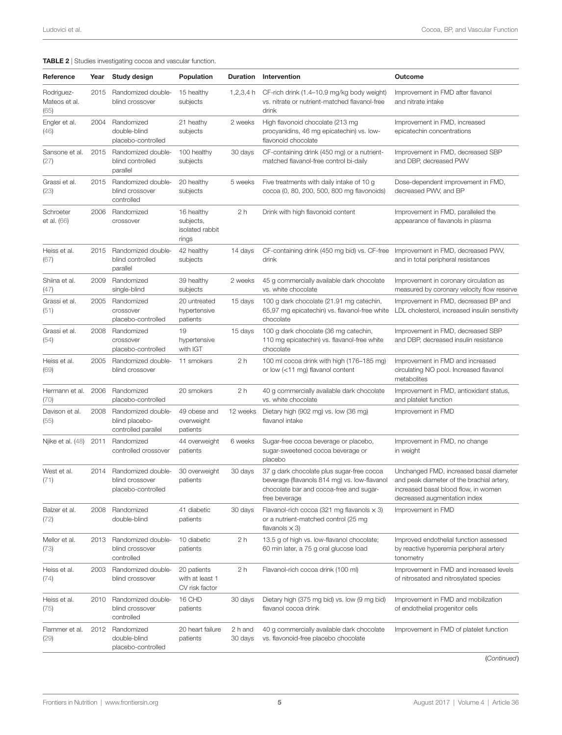**TABLE 2** | Studies investigating cocoa and vascular function.

| Reference | Year | Study design | Population | Duration | Intervention | Outcome |
|---|---|---|---|---|---|---|
| Rodriguez-Mateos et al. (65) | 2015 | Randomized double-blind crossover | 15 healthy subjects | 1,2,3,4 h | CF-rich drink (1.4–10.9 mg/kg body weight) vs. nitrate or nutrient-matched flavanol-free drink | Improvement in FMD after flavanol and nitrate intake |
| Engler et al. (46) | 2004 | Randomized double-blind placebo-controlled | 21 heathy subjects | 2 weeks | High flavonoid chocolate (213 mg procyanidins, 46 mg epicatechin) vs. low-flavonoid chocolate | Improvement in FMD, increased epicatechin concentrations |
| Sansone et al. (27) | 2015 | Randomized double-blind controlled parallel | 100 healthy subjects | 30 days | CF-containing drink (450 mg) or a nutrient-matched flavanol-free control bi-daily | Improvement in FMD, decreased SBP and DBP, decreased PWV |
| Grassi et al. (23) | 2015 | Randomized double-blind crossover controlled | 20 healthy subjects | 5 weeks | Five treatments with daily intake of 10 g cocoa (0, 80, 200, 500, 800 mg flavonoids) | Dose-dependent improvement in FMD, decreased PWV, and BP |
| Schroeter et al. (66) | 2006 | Randomized crossover | 16 healthy subjects, isolated rabbit rings | 2 h | Drink with high flavonoid content | Improvement in FMD, paralleled the appearance of flavanols in plasma |
| Heiss et al. (67) | 2015 | Randomized double-blind controlled parallel | 42 healthy subjects | 14 days | CF-containing drink (450 mg bid) vs. CF-free drink | Improvement in FMD, decreased PWV, and in total peripheral resistances |
| Shiina et al. (47) | 2009 | Randomized single-blind | 39 healthy subjects | 2 weeks | 45 g commercially available dark chocolate vs. white chocolate | Improvement in coronary circulation as measured by coronary velocity flow reserve |
| Grassi et al. (51) | 2005 | Randomized crossover placebo-controlled | 20 untreated hypertensive patients | 15 days | 100 g dark chocolate (21.91 mg catechin, 65,97 mg epicatechin) vs. flavanol-free white chocolate | Improvement, decreased BP and LDL cholesterol, increased insulin sensitivity |
| Grassi et al. (54) | 2008 | Randomized crossover placebo-controlled | 19 hypertensive with IGT | 15 days | 100 g dark chocolate (36 mg catechin, 110 mg epicatechin) vs. flavanol-free white chocolate | Improvement in FMD, decreased SBP and DBP, decreased insulin resistance |
| Heiss et al. (69) | 2005 | Randomized double-blind crossover | 11 smokers | 2 h | 100 ml cocoa drink with high (176–185 mg) or low (<11 mg) flavanol content | Improvement in FMD and increased circulating NO pool. Increased flavanol metabolites |
| Hermann et al. (70) | 2006 | Randomized placebo-controlled | 20 smokers | 2 h | 40 g commercially available dark chocolate vs. white chocolate | Improvement in FMD, antioxidant status, and platelet function |
| Davison et al. (55) | 2008 | Randomized double-blind placebo-controlled parallel | 49 obese and overweight patients | 12 weeks | Dietary high (902 mg) vs. low (36 mg) flavanol intake | Improvement in FMD |
| Njike et al. (48) | 2011 | Randomized controlled crossover | 44 overweight patients | 6 weeks | Sugar-free cocoa beverage or placebo, sugar-sweetened cocoa beverage or placebo | Improvement in FMD, no change in weight |
| West et al. (71) | 2014 | Randomized double-blind crossover placebo-controlled | 30 overweight patients | 30 days | 37 g dark chocolate plus sugar-free cocoa beverage (flavanols 814 mg) vs. low-flavanol chocolate bar and cocoa-free and sugar-free beverage | Unchanged FMD, increased basal diameter and peak diameter of the brachial artery, increased basal blood flow, in women decreased augmentation index |
| Balzer et al. (72) | 2008 | Randomized double-blind | 41 diabetic patients | 30 days | Flavanol-rich cocoa (321 mg flavanols × 3) or a nutrient-matched control (25 mg flavanols × 3) | Improvement in FMD |
| Mellor et al. (73) | 2013 | Randomized double-blind crossover controlled | 10 diabetic patients | 2 h | 13.5 g of high vs. low-flavanol chocolate; 60 min later, a 75 g oral glucose load | Improved endothelial function assessed by reactive hyperemia peripheral artery tonometry |
| Heiss et al. (74) | 2003 | Randomized double-blind crossover | 20 patients with at least 1 CV risk factor | 2 h | Flavanol-rich cocoa drink (100 ml) | Improvement in FMD and increased levels of nitrosated and nitrosylated species |
| Heiss et al. (75) | 2010 | Randomized double-blind crossover controlled | 16 CHD patients | 30 days | Dietary high (375 mg bid) vs. low (9 mg bid) flavanol cocoa drink | Improvement in FMD and mobilization of endothelial progenitor cells |
| Flammer et al. (29) | 2012 | Randomized double-blind placebo-controlled | 20 heart failure patients | 2 h and 30 days | 40 g commercially available dark chocolate vs. flavonoid-free placebo chocolate | Improvement in FMD of platelet function |

(Continued)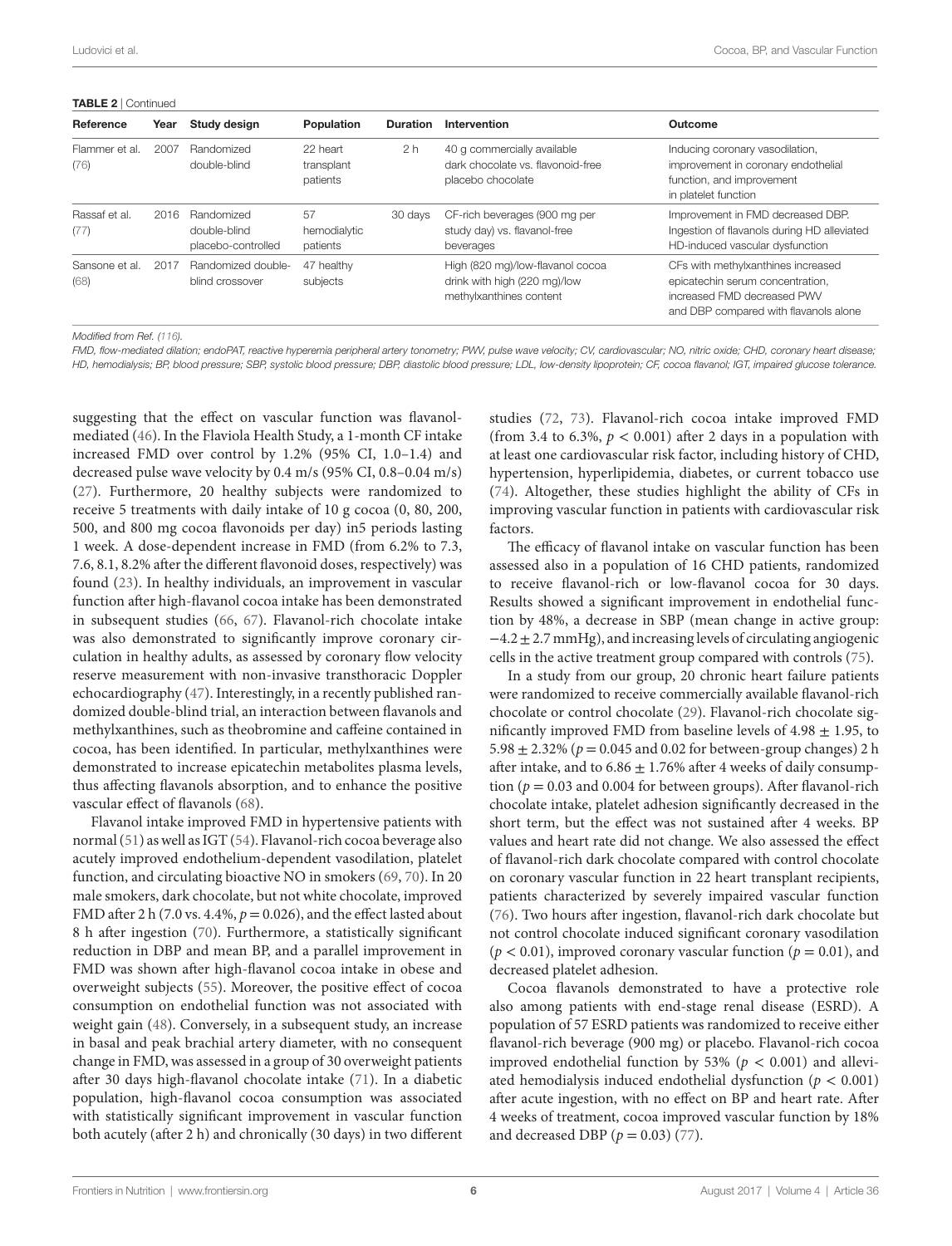**TABLE 2** | Continued

| Reference | Year | Study design | Population | Duration | Intervention | Outcome |
|---|---|---|---|---|---|---|
| Flammer et al. (76) | 2007 | Randomized double-blind | 22 heart transplant patients | 2 h | 40 g commercially available dark chocolate vs. flavonoid-free placebo chocolate | Inducing coronary vasodilation, improvement in coronary endothelial function, and improvement in platelet function |
| Rassaf et al. (77) | 2016 | Randomized double-blind placebo-controlled | 57 hemodialytic patients | 30 days | CF-rich beverages (900 mg per study day) vs. flavanol-free beverages | Improvement in FMD decreased DBP. Ingestion of flavanols during HD alleviated HD-induced vascular dysfunction |
| Sansone et al. (68) | 2017 | Randomized double-blind crossover | 47 healthy subjects | | High (820 mg)/low-flavanol cocoa drink with high (220 mg)/low methylxanthines content | CFs with methylxanthines increased epicatechin serum concentration, increased FMD decreased PWV and DBP compared with flavanols alone |

*Modified from Ref. (116).*

*FMD, flow-mediated dilation; endoPAT, reactive hyperemia peripheral artery tonometry; PWV, pulse wave velocity; CV, cardiovascular; NO, nitric oxide; CHD, coronary heart disease; HD, hemodialysis; BP, blood pressure; SBP, systolic blood pressure; DBP, diastolic blood pressure; LDL, low-density lipoprotein; CF, cocoa flavanol; IGT, impaired glucose tolerance.*

suggesting that the effect on vascular function was flavanol-mediated (46). In the Flaviola Health Study, a 1-month CF intake increased FMD over control by 1.2% (95% CI, 1.0–1.4) and decreased pulse wave velocity by 0.4 m/s (95% CI, 0.8–0.04 m/s) (27). Furthermore, 20 healthy subjects were randomized to receive 5 treatments with daily intake of 10 g cocoa (0, 80, 200, 500, and 800 mg cocoa flavonoids per day) in5 periods lasting 1 week. A dose-dependent increase in FMD (from 6.2% to 7.3, 7.6, 8.1, 8.2% after the different flavonoid doses, respectively) was found (23). In healthy individuals, an improvement in vascular function after high-flavanol cocoa intake has been demonstrated in subsequent studies (66, 67). Flavanol-rich chocolate intake was also demonstrated to significantly improve coronary circulation in healthy adults, as assessed by coronary flow velocity reserve measurement with non-invasive transthoracic Doppler echocardiography (47). Interestingly, in a recently published randomized double-blind trial, an interaction between flavanols and methylxanthines, such as theobromine and caffeine contained in cocoa, has been identified. In particular, methylxanthines were demonstrated to increase epicatechin metabolites plasma levels, thus affecting flavanols absorption, and to enhance the positive vascular effect of flavanols (68).

Flavanol intake improved FMD in hypertensive patients with normal (51) as well as IGT (54). Flavanol-rich cocoa beverage also acutely improved endothelium-dependent vasodilation, platelet function, and circulating bioactive NO in smokers (69, 70). In 20 male smokers, dark chocolate, but not white chocolate, improved FMD after 2 h (7.0 vs. 4.4%, $p = 0.026$), and the effect lasted about 8 h after ingestion (70). Furthermore, a statistically significant reduction in DBP and mean BP, and a parallel improvement in FMD was shown after high-flavanol cocoa intake in obese and overweight subjects (55). Moreover, the positive effect of cocoa consumption on endothelial function was not associated with weight gain (48). Conversely, in a subsequent study, an increase in basal and peak brachial artery diameter, with no consequent change in FMD, was assessed in a group of 30 overweight patients after 30 days high-flavanol chocolate intake (71). In a diabetic population, high-flavanol cocoa consumption was associated with statistically significant improvement in vascular function both acutely (after 2 h) and chronically (30 days) in two different studies (72, 73). Flavanol-rich cocoa intake improved FMD (from 3.4 to 6.3%, $p < 0.001$) after 2 days in a population with at least one cardiovascular risk factor, including history of CHD, hypertension, hyperlipidemia, diabetes, or current tobacco use (74). Altogether, these studies highlight the ability of CFs in improving vascular function in patients with cardiovascular risk factors.

The efficacy of flavanol intake on vascular function has been assessed also in a population of 16 CHD patients, randomized to receive flavanol-rich or low-flavanol cocoa for 30 days. Results showed a significant improvement in endothelial function by 48%, a decrease in SBP (mean change in active group: $-4.2 \pm 2.7$ mmHg), and increasing levels of circulating angiogenic cells in the active treatment group compared with controls (75).

In a study from our group, 20 chronic heart failure patients were randomized to receive commercially available flavanol-rich chocolate or control chocolate (29). Flavanol-rich chocolate significantly improved FMD from baseline levels of $4.98 \pm 1.95$, to $5.98 \pm 2.32\%$ ($p = 0.045$ and 0.02 for between-group changes) 2 h after intake, and to $6.86 \pm 1.76\%$ after 4 weeks of daily consumption ($p = 0.03$ and 0.004 for between groups). After flavanol-rich chocolate intake, platelet adhesion significantly decreased in the short term, but the effect was not sustained after 4 weeks. BP values and heart rate did not change. We also assessed the effect of flavanol-rich dark chocolate compared with control chocolate on coronary vascular function in 22 heart transplant recipients, patients characterized by severely impaired vascular function (76). Two hours after ingestion, flavanol-rich dark chocolate but not control chocolate induced significant coronary vasodilation ($p < 0.01$), improved coronary vascular function ($p = 0.01$), and decreased platelet adhesion.

Cocoa flavanols demonstrated to have a protective role also among patients with end-stage renal disease (ESRD). A population of 57 ESRD patients was randomized to receive either flavanol-rich beverage (900 mg) or placebo. Flavanol-rich cocoa improved endothelial function by 53% ($p < 0.001$) and alleviated hemodialysis induced endothelial dysfunction ($p < 0.001$) after acute ingestion, with no effect on BP and heart rate. After 4 weeks of treatment, cocoa improved vascular function by 18% and decreased DBP ($p = 0.03$) (77).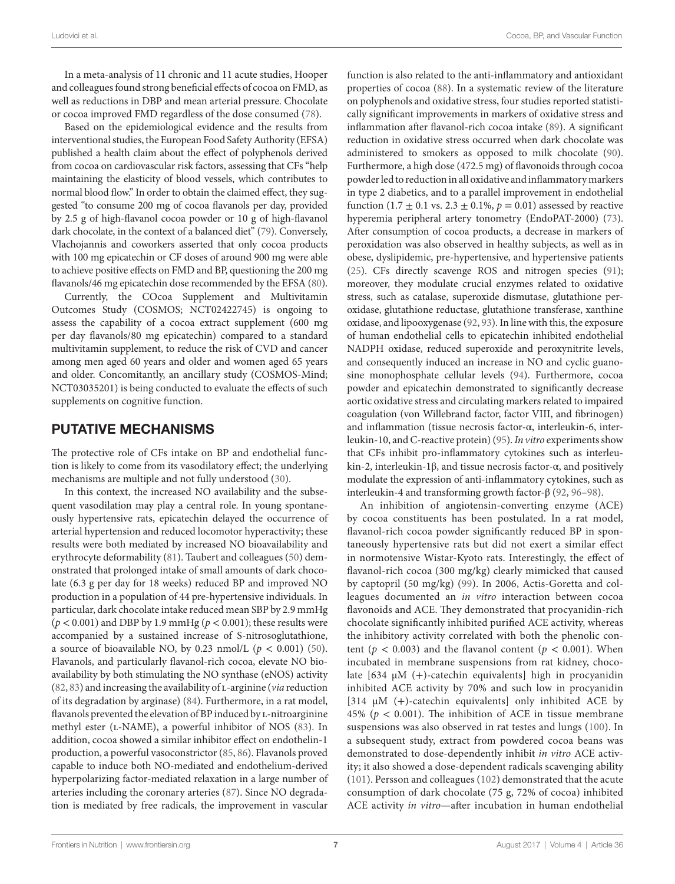In a meta-analysis of 11 chronic and 11 acute studies, Hooper and colleagues found strong beneficial effects of cocoa on FMD, as well as reductions in DBP and mean arterial pressure. Chocolate or cocoa improved FMD regardless of the dose consumed (78).

Based on the epidemiological evidence and the results from interventional studies, the European Food Safety Authority (EFSA) published a health claim about the effect of polyphenols derived from cocoa on cardiovascular risk factors, assessing that CFs "help maintaining the elasticity of blood vessels, which contributes to normal blood flow." In order to obtain the claimed effect, they suggested "to consume 200 mg of cocoa flavanols per day, provided by 2.5 g of high-flavanol cocoa powder or 10 g of high-flavanol dark chocolate, in the context of a balanced diet" (79). Conversely, Vlachojannis and coworkers asserted that only cocoa products with 100 mg epicatechin or CF doses of around 900 mg were able to achieve positive effects on FMD and BP, questioning the 200 mg flavanols/46 mg epicatechin dose recommended by the EFSA (80).

Currently, the COcoa Supplement and Multivitamin Outcomes Study (COSMOS; NCT02422745) is ongoing to assess the capability of a cocoa extract supplement (600 mg per day flavanols/80 mg epicatechin) compared to a standard multivitamin supplement, to reduce the risk of CVD and cancer among men aged 60 years and older and women aged 65 years and older. Concomitantly, an ancillary study (COSMOS-Mind; NCT03035201) is being conducted to evaluate the effects of such supplements on cognitive function.

## PUTATIVE MECHANISMS

The protective role of CFs intake on BP and endothelial function is likely to come from its vasodilatory effect; the underlying mechanisms are multiple and not fully understood (30).

In this context, the increased NO availability and the subsequent vasodilation may play a central role. In young spontaneously hypertensive rats, epicatechin delayed the occurrence of arterial hypertension and reduced locomotor hyperactivity; these results were both mediated by increased NO bioavailability and erythrocyte deformability (81). Taubert and colleagues (50) demonstrated that prolonged intake of small amounts of dark chocolate (6.3 g per day for 18 weeks) reduced BP and improved NO production in a population of 44 pre-hypertensive individuals. In particular, dark chocolate intake reduced mean SBP by 2.9 mmHg ($p < 0.001$) and DBP by 1.9 mmHg ($p < 0.001$); these results were accompanied by a sustained increase of S-nitrosoglutathione, a source of bioavailable NO, by 0.23 nmol/L ($p < 0.001$) (50). Flavanols, and particularly flavanol-rich cocoa, elevate NO bioavailability by both stimulating the NO synthase (eNOS) activity (82, 83) and increasing the availability of L-arginine (*via* reduction of its degradation by arginase) (84). Furthermore, in a rat model, flavanols prevented the elevation of BP induced by L-nitroarginine methyl ester (L-NAME), a powerful inhibitor of NOS (83). In addition, cocoa showed a similar inhibitor effect on endothelin-1 production, a powerful vasoconstrictor (85, 86). Flavanols proved capable to induce both NO-mediated and endothelium-derived hyperpolarizing factor-mediated relaxation in a large number of arteries including the coronary arteries (87). Since NO degradation is mediated by free radicals, the improvement in vascular function is also related to the anti-inflammatory and antioxidant properties of cocoa (88). In a systematic review of the literature on polyphenols and oxidative stress, four studies reported statistically significant improvements in markers of oxidative stress and inflammation after flavanol-rich cocoa intake (89). A significant reduction in oxidative stress occurred when dark chocolate was administered to smokers as opposed to milk chocolate (90). Furthermore, a high dose (472.5 mg) of flavonoids through cocoa powder led to reduction in all oxidative and inflammatory markers in type 2 diabetics, and to a parallel improvement in endothelial function ($1.7 \pm 0.1$ vs. $2.3 \pm 0.1\%$, $p = 0.01$) assessed by reactive hyperemia peripheral artery tonometry (EndoPAT-2000) (73). After consumption of cocoa products, a decrease in markers of peroxidation was also observed in healthy subjects, as well as in obese, dyslipidemic, pre-hypertensive, and hypertensive patients (25). CFs directly scavenge ROS and nitrogen species (91); moreover, they modulate crucial enzymes related to oxidative stress, such as catalase, superoxide dismutase, glutathione peroxidase, glutathione reductase, glutathione transferase, xanthine oxidase, and lipooxygenase (92, 93). In line with this, the exposure of human endothelial cells to epicatechin inhibited endothelial NADPH oxidase, reduced superoxide and peroxynitrite levels, and consequently induced an increase in NO and cyclic guanosine monophosphate cellular levels (94). Furthermore, cocoa powder and epicatechin demonstrated to significantly decrease aortic oxidative stress and circulating markers related to impaired coagulation (von Willebrand factor, factor VIII, and fibrinogen) and inflammation (tissue necrosis factor-α, interleukin-6, interleukin-10, and C-reactive protein) (95). *In vitro* experiments show that CFs inhibit pro-inflammatory cytokines such as interleukin-2, interleukin-1β, and tissue necrosis factor-α, and positively modulate the expression of anti-inflammatory cytokines, such as interleukin-4 and transforming growth factor-β (92, 96–98).

An inhibition of angiotensin-converting enzyme (ACE) by cocoa constituents has been postulated. In a rat model, flavanol-rich cocoa powder significantly reduced BP in spontaneously hypertensive rats but did not exert a similar effect in normotensive Wistar-Kyoto rats. Interestingly, the effect of flavanol-rich cocoa (300 mg/kg) clearly mimicked that caused by captopril (50 mg/kg) (99). In 2006, Actis-Goretta and colleagues documented an *in vitro* interaction between cocoa flavonoids and ACE. They demonstrated that procyanidin-rich chocolate significantly inhibited purified ACE activity, whereas the inhibitory activity correlated with both the phenolic content ($p < 0.003$) and the flavanol content ($p < 0.001$). When incubated in membrane suspensions from rat kidney, chocolate [634 μM (+)-catechin equivalents] high in procyanidin inhibited ACE activity by 70% and such low in procyanidin [314 μM (+)-catechin equivalents] only inhibited ACE by 45% ($p < 0.001$). The inhibition of ACE in tissue membrane suspensions was also observed in rat testes and lungs (100). In a subsequent study, extract from powdered cocoa beans was demonstrated to dose-dependently inhibit *in vitro* ACE activity; it also showed a dose-dependent radicals scavenging ability (101). Persson and colleagues (102) demonstrated that the acute consumption of dark chocolate (75 g, 72% of cocoa) inhibited ACE activity *in vitro*—after incubation in human endothelial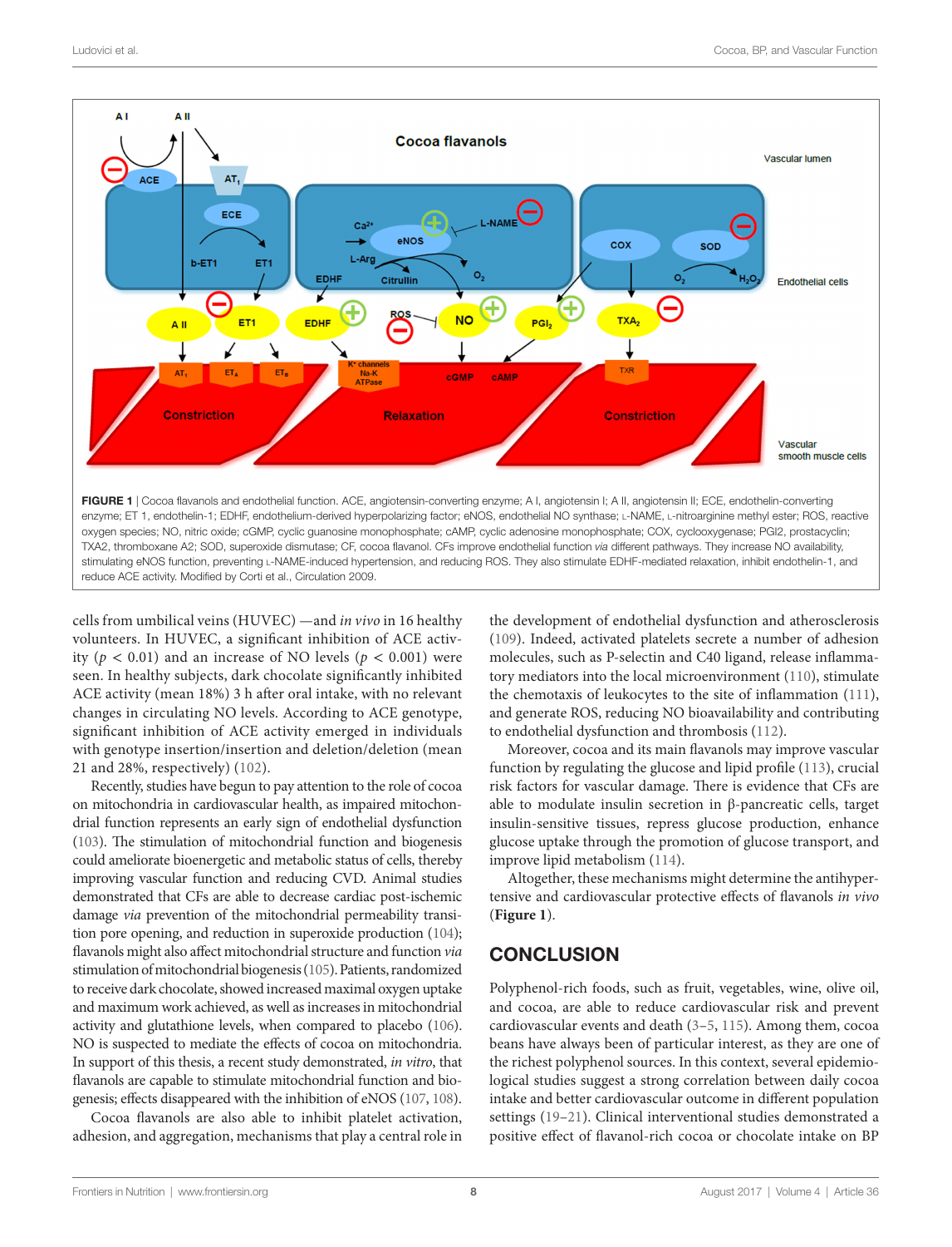FIGURE 1 | Cocoa flavanols and endothelial function. ACE, angiotensin-converting enzyme; A I, angiotensin I; A II, angiotensin II; ECE, endothelin-converting enzyme; ET 1, endothelin-1; EDHF, endothelium-derived hyperpolarizing factor; eNOS, endothelial NO synthase; L-NAME, L-nitroarginine methyl ester; ROS, reactive oxygen species; NO, nitric oxide; cGMP, cyclic guanosine monophosphate; cAMP, cyclic adenosine monophosphate; COX, cyclooxygenase; PGI2, prostacyclin; TXA2, thromboxane A2; SOD, superoxide dismutase; CF, cocoa flavanol. CFs improve endothelial function *via* different pathways. They increase NO availability, stimulating eNOS function, preventing L-NAME-induced hypertension, and reducing ROS. They also stimulate EDHF-mediated relaxation, inhibit endothelin-1, and reduce ACE activity. Modified by Corti et al., Circulation 2009.

cells from umbilical veins (HUVEC) —and *in vivo* in 16 healthy volunteers. In HUVEC, a significant inhibition of ACE activity ($p < 0.01$) and an increase of NO levels ($p < 0.001$) were seen. In healthy subjects, dark chocolate significantly inhibited ACE activity (mean 18%) 3 h after oral intake, with no relevant changes in circulating NO levels. According to ACE genotype, significant inhibition of ACE activity emerged in individuals with genotype insertion/insertion and deletion/deletion (mean 21 and 28%, respectively) (102).

Recently, studies have begun to pay attention to the role of cocoa on mitochondria in cardiovascular health, as impaired mitochondrial function represents an early sign of endothelial dysfunction (103). The stimulation of mitochondrial function and biogenesis could ameliorate bioenergetic and metabolic status of cells, thereby improving vascular function and reducing CVD. Animal studies demonstrated that CFs are able to decrease cardiac post-ischemic damage *via* prevention of the mitochondrial permeability transition pore opening, and reduction in superoxide production (104); flavanols might also affect mitochondrial structure and function *via* stimulation of mitochondrial biogenesis (105). Patients, randomized to receive dark chocolate, showed increased maximal oxygen uptake and maximum work achieved, as well as increases in mitochondrial activity and glutathione levels, when compared to placebo (106). NO is suspected to mediate the effects of cocoa on mitochondria. In support of this thesis, a recent study demonstrated, *in vitro*, that flavanols are capable to stimulate mitochondrial function and biogenesis; effects disappeared with the inhibition of eNOS (107, 108).

Cocoa flavanols are also able to inhibit platelet activation, adhesion, and aggregation, mechanisms that play a central role in the development of endothelial dysfunction and atherosclerosis (109). Indeed, activated platelets secrete a number of adhesion molecules, such as P-selectin and C40 ligand, release inflammatory mediators into the local microenvironment (110), stimulate the chemotaxis of leukocytes to the site of inflammation (111), and generate ROS, reducing NO bioavailability and contributing to endothelial dysfunction and thrombosis (112).

Moreover, cocoa and its main flavanols may improve vascular function by regulating the glucose and lipid profile (113), crucial risk factors for vascular damage. There is evidence that CFs are able to modulate insulin secretion in β-pancreatic cells, target insulin-sensitive tissues, repress glucose production, enhance glucose uptake through the promotion of glucose transport, and improve lipid metabolism (114).

Altogether, these mechanisms might determine the antihypertensive and cardiovascular protective effects of flavanols *in vivo* (**Figure 1**).

## CONCLUSION

Polyphenol-rich foods, such as fruit, vegetables, wine, olive oil, and cocoa, are able to reduce cardiovascular risk and prevent cardiovascular events and death (3–5, 115). Among them, cocoa beans have always been of particular interest, as they are one of the richest polyphenol sources. In this context, several epidemiological studies suggest a strong correlation between daily cocoa intake and better cardiovascular outcome in different population settings (19–21). Clinical interventional studies demonstrated a positive effect of flavanol-rich cocoa or chocolate intake on BP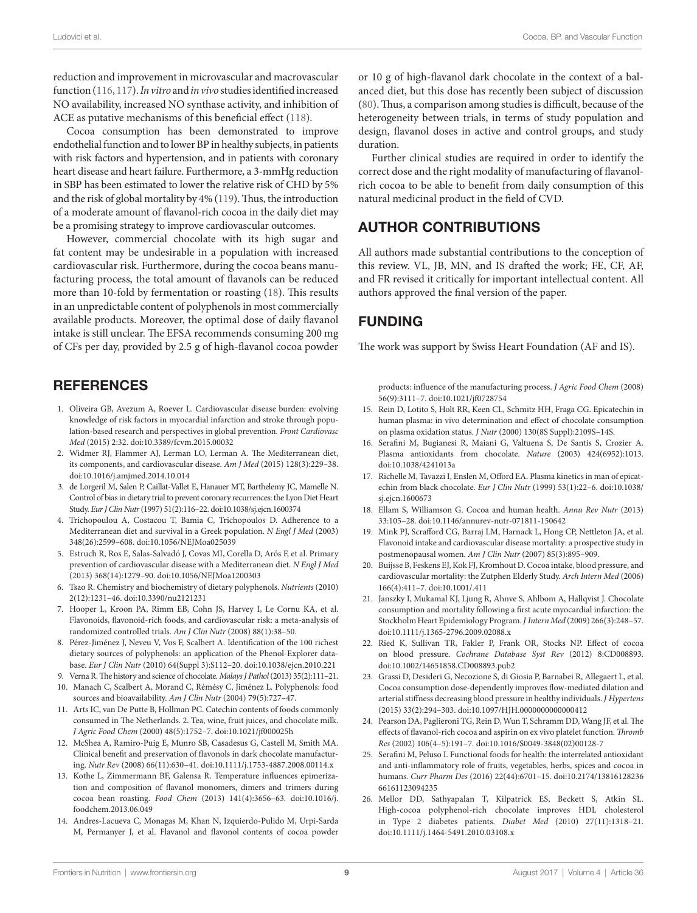reduction and improvement in microvascular and macrovascular function (116, 117). *In vitro* and *in vivo* studies identified increased NO availability, increased NO synthase activity, and inhibition of ACE as putative mechanisms of this beneficial effect (118).

Cocoa consumption has been demonstrated to improve endothelial function and to lower BP in healthy subjects, in patients with risk factors and hypertension, and in patients with coronary heart disease and heart failure. Furthermore, a 3-mmHg reduction in SBP has been estimated to lower the relative risk of CHD by 5% and the risk of global mortality by 4% (119). Thus, the introduction of a moderate amount of flavanol-rich cocoa in the daily diet may be a promising strategy to improve cardiovascular outcomes.

However, commercial chocolate with its high sugar and fat content may be undesirable in a population with increased cardiovascular risk. Furthermore, during the cocoa beans manufacturing process, the total amount of flavanols can be reduced more than 10-fold by fermentation or roasting (18). This results in an unpredictable content of polyphenols in most commercially available products. Moreover, the optimal dose of daily flavanol intake is still unclear. The EFSA recommends consuming 200 mg of CFs per day, provided by 2.5 g of high-flavanol cocoa powder or 10 g of high-flavanol dark chocolate in the context of a balanced diet, but this dose has recently been subject of discussion (80). Thus, a comparison among studies is difficult, because of the heterogeneity between trials, in terms of study population and design, flavanol doses in active and control groups, and study duration.

Further clinical studies are required in order to identify the correct dose and the right modality of manufacturing of flavanol-rich cocoa to be able to benefit from daily consumption of this natural medicinal product in the field of CVD.

## AUTHOR CONTRIBUTIONS

All authors made substantial contributions to the conception of this review. VL, JB, MN, and IS drafted the work; FE, CF, AF, and FR revised it critically for important intellectual content. All authors approved the final version of the paper.

## FUNDING

The work was support by Swiss Heart Foundation (AF and IS).

## REFERENCES

1. Oliveira GB, Avezum A, Roever L. Cardiovascular disease burden: evolving knowledge of risk factors in myocardial infarction and stroke through population-based research and perspectives in global prevention. *Front Cardiovasc Med* (2015) 2:32. doi:10.3389/fcvm.2015.00032
2. Widmer RJ, Flammer AJ, Lerman LO, Lerman A. The Mediterranean diet, its components, and cardiovascular disease. *Am J Med* (2015) 128(3):229–38. doi:10.1016/j.amjmed.2014.10.014
3. de Lorgeril M, Salen P, Caillat-Vallet E, Hanauer MT, Barthelemy JC, Mamelle N. Control of bias in dietary trial to prevent coronary recurrences: the Lyon Diet Heart Study. *Eur J Clin Nutr* (1997) 51(2):116–22. doi:10.1038/sj.ejcn.1600374
4. Trichopoulou A, Costacou T, Bamia C, Trichopoulos D. Adherence to a Mediterranean diet and survival in a Greek population. *N Engl J Med* (2003) 348(26):2599–608. doi:10.1056/NEJMoa025039
5. Estruch R, Ros E, Salas-Salvadó J, Covas MI, Corella D, Arós F, et al. Primary prevention of cardiovascular disease with a Mediterranean diet. *N Engl J Med* (2013) 368(14):1279–90. doi:10.1056/NEJMoa1200303
6. Tsao R. Chemistry and biochemistry of dietary polyphenols. *Nutrients* (2010) 2(12):1231–46. doi:10.3390/nu2121231
7. Hooper L, Kroon PA, Rimm EB, Cohn JS, Harvey I, Le Cornu KA, et al. Flavonoids, flavonoid-rich foods, and cardiovascular risk: a meta-analysis of randomized controlled trials. *Am J Clin Nutr* (2008) 88(1):38–50.
8. Pérez-Jiménez J, Neveu V, Vos F, Scalbert A. Identification of the 100 richest dietary sources of polyphenols: an application of the Phenol-Explorer database. *Eur J Clin Nutr* (2010) 64(Suppl 3):S112–20. doi:10.1038/ejcn.2010.221
9. Verna R. The history and science of chocolate. *Malays J Pathol* (2013) 35(2):111–21.
10. Manach C, Scalbert A, Morand C, Rémésy C, Jiménez L. Polyphenols: food sources and bioavailability. *Am J Clin Nutr* (2004) 79(5):727–47.
11. Arts IC, van De Putte B, Hollman PC. Catechin contents of foods commonly consumed in The Netherlands. 2. Tea, wine, fruit juices, and chocolate milk. *J Agric Food Chem* (2000) 48(5):1752–7. doi:10.1021/jf000025h
12. McShea A, Ramiro-Puig E, Munro SB, Casadesus G, Castell M, Smith MA. Clinical benefit and preservation of flavonols in dark chocolate manufacturing. *Nutr Rev* (2008) 66(11):630–41. doi:10.1111/j.1753-4887.2008.00114.x
13. Kothe L, Zimmermann BF, Galensa R. Temperature influences epimerization and composition of flavanol monomers, dimers and trimers during cocoa bean roasting. *Food Chem* (2013) 141(4):3656–63. doi:10.1016/j.foodchem.2013.06.049
14. Andres-Lacueva C, Monagas M, Khan N, Izquierdo-Pulido M, Urpi-Sarda M, Permanyer J, et al. Flavanol and flavonol contents of cocoa powder products: influence of the manufacturing process. *J Agric Food Chem* (2008) 56(9):3111–7. doi:10.1021/jf0728754
15. Rein D, Lotito S, Holt RR, Keen CL, Schmitz HH, Fraga CG. Epicatechin in human plasma: in vivo determination and effect of chocolate consumption on plasma oxidation status. *J Nutr* (2000) 130(8S Suppl):2109S–14S.
16. Serafini M, Bugianesi R, Maiani G, Valtuena S, De Santis S, Crozier A. Plasma antioxidants from chocolate. *Nature* (2003) 424(6952):1013. doi:10.1038/4241013a
17. Richelle M, Tavazzi I, Enslen M, Offord EA. Plasma kinetics in man of epicatechin from black chocolate. *Eur J Clin Nutr* (1999) 53(1):22–6. doi:10.1038/sj.ejcn.1600673
18. Ellam S, Williamson G. Cocoa and human health. *Annu Rev Nutr* (2013) 33:105–28. doi:10.1146/annurev-nutr-071811-150642
19. Mink PJ, Scrafford CG, Barraj LM, Harnack L, Hong CP, Nettleton JA, et al. Flavonoid intake and cardiovascular disease mortality: a prospective study in postmenopausal women. *Am J Clin Nutr* (2007) 85(3):895–909.
20. Buijsse B, Feskens EJ, Kok FJ, Kromhout D. Cocoa intake, blood pressure, and cardiovascular mortality: the Zutphen Elderly Study. *Arch Intern Med* (2006) 166(4):411–7. doi:10.1001/.411
21. Janszky I, Mukamal KJ, Ljung R, Ahnve S, Ahlbom A, Hallqvist J. Chocolate consumption and mortality following a first acute myocardial infarction: the Stockholm Heart Epidemiology Program. *J Intern Med* (2009) 266(3):248–57. doi:10.1111/j.1365-2796.2009.02088.x
22. Ried K, Sullivan TR, Fakler P, Frank OR, Stocks NP. Effect of cocoa on blood pressure. *Cochrane Database Syst Rev* (2012) 8:CD008893. doi:10.1002/14651858.CD008893.pub2
23. Grassi D, Desideri G, Necozione S, di Giosia P, Barnabei R, Allegaert L, et al. Cocoa consumption dose-dependently improves flow-mediated dilation and arterial stiffness decreasing blood pressure in healthy individuals. *J Hypertens* (2015) 33(2):294–303. doi:10.1097/HJH.0000000000000412
24. Pearson DA, Paglieroni TG, Rein D, Wun T, Schramm DD, Wang JF, et al. The effects of flavanol-rich cocoa and aspirin on ex vivo platelet function. *Thromb Res* (2002) 106(4–5):191–7. doi:10.1016/S0049-3848(02)00128-7
25. Serafini M, Peluso I. Functional foods for health: the interrelated antioxidant and anti-inflammatory role of fruits, vegetables, herbs, spices and cocoa in humans. *Curr Pharm Des* (2016) 22(44):6701–15. doi:10.2174/1381612823666161123094235
26. Mellor DD, Sathyapalan T, Kilpatrick ES, Beckett S, Atkin SL. High-cocoa polyphenol-rich chocolate improves HDL cholesterol in Type 2 diabetes patients. *Diabet Med* (2010) 27(11):1318–21. doi:10.1111/j.1464-5491.2010.03108.x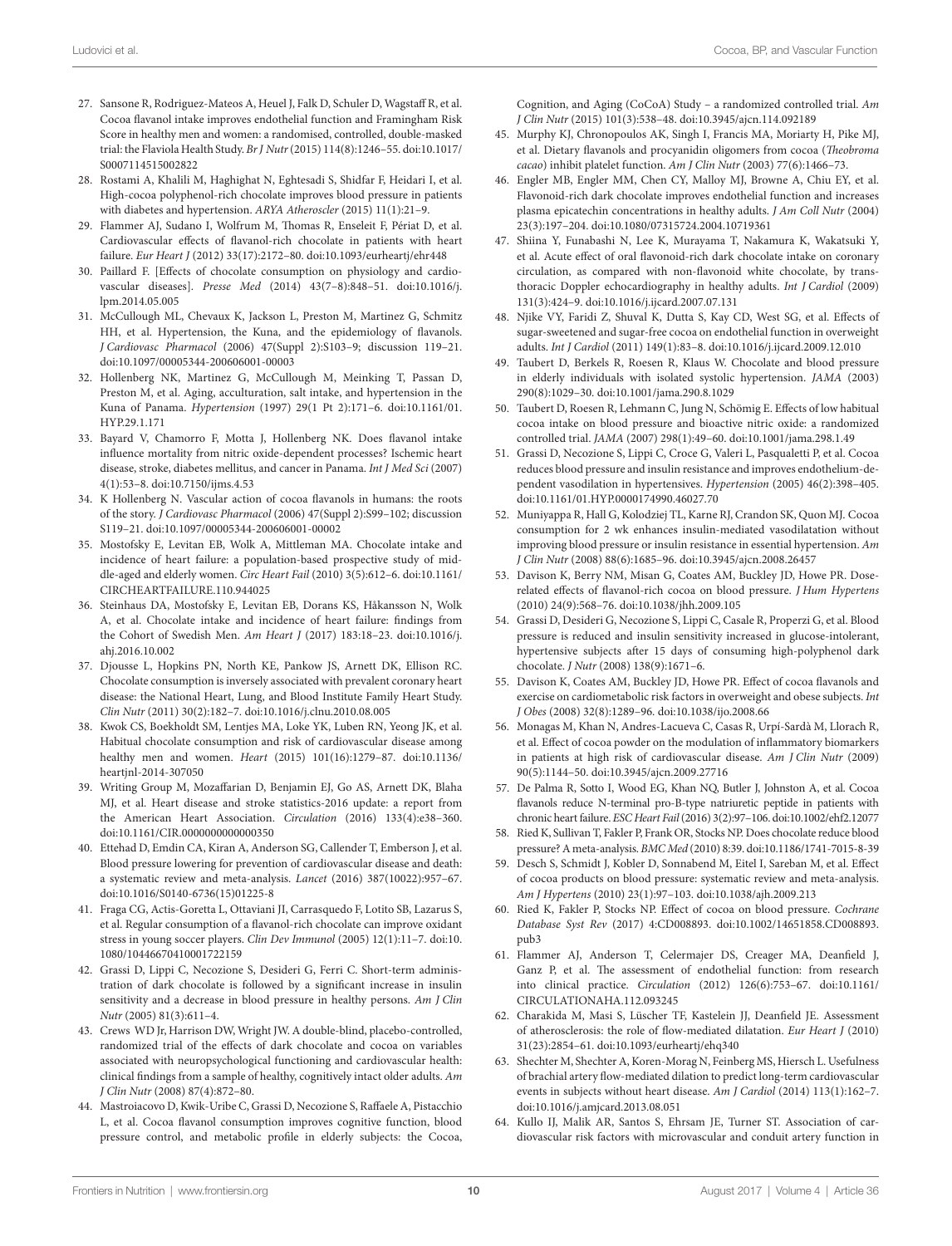27. Sansone R, Rodriguez-Mateos A, Heuel J, Falk D, Schuler D, Wagstaff R, et al. Cocoa flavanol intake improves endothelial function and Framingham Risk Score in healthy men and women: a randomised, controlled, double-masked trial: the Flaviola Health Study. *Br J Nutr* (2015) 114(8):1246–55. doi:10.1017/S0007114515002822
28. Rostami A, Khalili M, Haghighat N, Eghtesadi S, Shidfar F, Heidari I, et al. High-cocoa polyphenol-rich chocolate improves blood pressure in patients with diabetes and hypertension. *ARYA Atheroscler* (2015) 11(1):21–9.
29. Flammer AJ, Sudano I, Wolfrum M, Thomas R, Enseleit F, Périat D, et al. Cardiovascular effects of flavanol-rich chocolate in patients with heart failure. *Eur Heart J* (2012) 33(17):2172–80. doi:10.1093/eurheartj/ehr448
30. Paillard F. [Effects of chocolate consumption on physiology and cardiovascular diseases]. *Presse Med* (2014) 43(7–8):848–51. doi:10.1016/j.lpm.2014.05.005
31. McCullough ML, Chevaux K, Jackson L, Preston M, Martinez G, Schmitz HH, et al. Hypertension, the Kuna, and the epidemiology of flavanols. *J Cardiovasc Pharmacol* (2006) 47(Suppl 2):S103–9; discussion 119–21. doi:10.1097/00005344-200606001-00003
32. Hollenberg NK, Martinez G, McCullough M, Meinking T, Passan D, Preston M, et al. Aging, acculturation, salt intake, and hypertension in the Kuna of Panama. *Hypertension* (1997) 29(1 Pt 2):171–6. doi:10.1161/01.HYP.29.1.171
33. Bayard V, Chamorro F, Motta J, Hollenberg NK. Does flavanol intake influence mortality from nitric oxide-dependent processes? Ischemic heart disease, stroke, diabetes mellitus, and cancer in Panama. *Int J Med Sci* (2007) 4(1):53–8. doi:10.7150/ijms.4.53
34. K Hollenberg N. Vascular action of cocoa flavanols in humans: the roots of the story. *J Cardiovasc Pharmacol* (2006) 47(Suppl 2):S99–102; discussion S119–21. doi:10.1097/00005344-200606001-00002
35. Mostofsky E, Levitan EB, Wolk A, Mittleman MA. Chocolate intake and incidence of heart failure: a population-based prospective study of middle-aged and elderly women. *Circ Heart Fail* (2010) 3(5):612–6. doi:10.1161/CIRCHEARTFAILURE.110.944025
36. Steinhaus DA, Mostofsky E, Levitan EB, Dorans KS, Håkansson N, Wolk A, et al. Chocolate intake and incidence of heart failure: findings from the Cohort of Swedish Men. *Am Heart J* (2017) 183:18–23. doi:10.1016/j.ahj.2016.10.002
37. Djousse L, Hopkins PN, North KE, Pankow JS, Arnett DK, Ellison RC. Chocolate consumption is inversely associated with prevalent coronary heart disease: the National Heart, Lung, and Blood Institute Family Heart Study. *Clin Nutr* (2011) 30(2):182–7. doi:10.1016/j.clnu.2010.08.005
38. Kwok CS, Boekholdt SM, Lentjes MA, Loke YK, Luben RN, Yeong JK, et al. Habitual chocolate consumption and risk of cardiovascular disease among healthy men and women. *Heart* (2015) 101(16):1279–87. doi:10.1136/heartjnl-2014-307050
39. Writing Group M, Mozaffarian D, Benjamin EJ, Go AS, Arnett DK, Blaha MJ, et al. Heart disease and stroke statistics-2016 update: a report from the American Heart Association. *Circulation* (2016) 133(4):e38–360. doi:10.1161/CIR.0000000000000350
40. Ettehad D, Emdin CA, Kiran A, Anderson SG, Callender T, Emberson J, et al. Blood pressure lowering for prevention of cardiovascular disease and death: a systematic review and meta-analysis. *Lancet* (2016) 387(10022):957–67. doi:10.1016/S0140-6736(15)01225-8
41. Fraga CG, Actis-Goretta L, Ottaviani JI, Carrasquedo F, Lotito SB, Lazarus S, et al. Regular consumption of a flavanol-rich chocolate can improve oxidant stress in young soccer players. *Clin Dev Immunol* (2005) 12(1):11–7. doi:10.1080/10446670410001722159
42. Grassi D, Lippi C, Necozione S, Desideri G, Ferri C. Short-term administration of dark chocolate is followed by a significant increase in insulin sensitivity and a decrease in blood pressure in healthy persons. *Am J Clin Nutr* (2005) 81(3):611–4.
43. Crews WD Jr, Harrison DW, Wright JW. A double-blind, placebo-controlled, randomized trial of the effects of dark chocolate and cocoa on variables associated with neuropsychological functioning and cardiovascular health: clinical findings from a sample of healthy, cognitively intact older adults. *Am J Clin Nutr* (2008) 87(4):872–80.
44. Mastroiacovo D, Kwik-Uribe C, Grassi D, Necozione S, Raffaele A, Pistacchio L, et al. Cocoa flavanol consumption improves cognitive function, blood pressure control, and metabolic profile in elderly subjects: the Cocoa, Cognition, and Aging (CoCoA) Study – a randomized controlled trial. *Am J Clin Nutr* (2015) 101(3):538–48. doi:10.3945/ajcn.114.092189
45. Murphy KJ, Chronopoulos AK, Singh I, Francis MA, Moriarty H, Pike MJ, et al. Dietary flavanols and procyanidin oligomers from cocoa (*Theobroma cacao*) inhibit platelet function. *Am J Clin Nutr* (2003) 77(6):1466–73.
46. Engler MB, Engler MM, Chen CY, Malloy MJ, Browne A, Chiu EY, et al. Flavonoid-rich dark chocolate improves endothelial function and increases plasma epicatechin concentrations in healthy adults. *J Am Coll Nutr* (2004) 23(3):197–204. doi:10.1080/07315724.2004.10719361
47. Shiina Y, Funabashi N, Lee K, Murayama T, Nakamura K, Wakatsuki Y, et al. Acute effect of oral flavonoid-rich dark chocolate intake on coronary circulation, as compared with non-flavonoid white chocolate, by transthoracic Doppler echocardiography in healthy adults. *Int J Cardiol* (2009) 131(3):424–9. doi:10.1016/j.ijcard.2007.07.131
48. Njike VY, Faridi Z, Shuval K, Dutta S, Kay CD, West SG, et al. Effects of sugar-sweetened and sugar-free cocoa on endothelial function in overweight adults. *Int J Cardiol* (2011) 149(1):83–8. doi:10.1016/j.ijcard.2009.12.010
49. Taubert D, Berkels R, Roesen R, Klaus W. Chocolate and blood pressure in elderly individuals with isolated systolic hypertension. *JAMA* (2003) 290(8):1029–30. doi:10.1001/jama.290.8.1029
50. Taubert D, Roesen R, Lehmann C, Jung N, Schömig E. Effects of low habitual cocoa intake on blood pressure and bioactive nitric oxide: a randomized controlled trial. *JAMA* (2007) 298(1):49–60. doi:10.1001/jama.298.1.49
51. Grassi D, Necozione S, Lippi C, Croce G, Valeri L, Pasqualetti P, et al. Cocoa reduces blood pressure and insulin resistance and improves endothelium-dependent vasodilation in hypertensives. *Hypertension* (2005) 46(2):398–405. doi:10.1161/01.HYP.0000174990.46027.70
52. Muniyappa R, Hall G, Kolodziej TL, Karne RJ, Crandon SK, Quon MJ. Cocoa consumption for 2 wk enhances insulin-mediated vasodilatation without improving blood pressure or insulin resistance in essential hypertension. *Am J Clin Nutr* (2008) 88(6):1685–96. doi:10.3945/ajcn.2008.26457
53. Davison K, Berry NM, Misan G, Coates AM, Buckley JD, Howe PR. Dose-related effects of flavanol-rich cocoa on blood pressure. *J Hum Hypertens* (2010) 24(9):568–76. doi:10.1038/jhh.2009.105
54. Grassi D, Desideri G, Necozione S, Lippi C, Casale R, Properzi G, et al. Blood pressure is reduced and insulin sensitivity increased in glucose-intolerant, hypertensive subjects after 15 days of consuming high-polyphenol dark chocolate. *J Nutr* (2008) 138(9):1671–6.
55. Davison K, Coates AM, Buckley JD, Howe PR. Effect of cocoa flavanols and exercise on cardiometabolic risk factors in overweight and obese subjects. *Int J Obes* (2008) 32(8):1289–96. doi:10.1038/ijo.2008.66
56. Monagas M, Khan N, Andres-Lacueva C, Casas R, Urpí-Sardà M, Llorach R, et al. Effect of cocoa powder on the modulation of inflammatory biomarkers in patients at high risk of cardiovascular disease. *Am J Clin Nutr* (2009) 90(5):1144–50. doi:10.3945/ajcn.2009.27716
57. De Palma R, Sotto I, Wood EG, Khan NQ, Butler J, Johnston A, et al. Cocoa flavanols reduce N-terminal pro-B-type natriuretic peptide in patients with chronic heart failure. *ESC Heart Fail* (2016) 3(2):97–106. doi:10.1002/ehf2.12077
58. Ried K, Sullivan T, Fakler P, Frank OR, Stocks NP. Does chocolate reduce blood pressure? A meta-analysis. *BMC Med* (2010) 8:39. doi:10.1186/1741-7015-8-39
59. Desch S, Schmidt J, Kobler D, Sonnabend M, Eitel I, Sareban M, et al. Effect of cocoa products on blood pressure: systematic review and meta-analysis. *Am J Hypertens* (2010) 23(1):97–103. doi:10.1038/ajh.2009.213
60. Ried K, Fakler P, Stocks NP. Effect of cocoa on blood pressure. *Cochrane Database Syst Rev* (2017) 4:CD008893. doi:10.1002/14651858.CD008893.pub3
61. Flammer AJ, Anderson TJ, Celermajer DS, Creager MA, Deanfield J, Ganz P, et al. The assessment of endothelial function: from research into clinical practice. *Circulation* (2012) 126(6):753–67. doi:10.1161/CIRCULATIONAHA.112.093245
62. Charakida M, Masi S, Lüscher TF, Kastelein JJ, Deanfield JE. Assessment of atherosclerosis: the role of flow-mediated dilatation. *Eur Heart J* (2010) 31(23):2854–61. doi:10.1093/eurheartj/ehq340
63. Shechter M, Shechter A, Koren-Morag N, Feinberg MS, Hiersch L. Usefulness of brachial artery flow-mediated dilation to predict long-term cardiovascular events in subjects without heart disease. *Am J Cardiol* (2014) 113(1):162–7. doi:10.1016/j.amjcard.2013.08.051
64. Kullo IJ, Malik AR, Santos S, Ehrsam JE, Turner ST. Association of cardiovascular risk factors with microvascular and conduit artery function in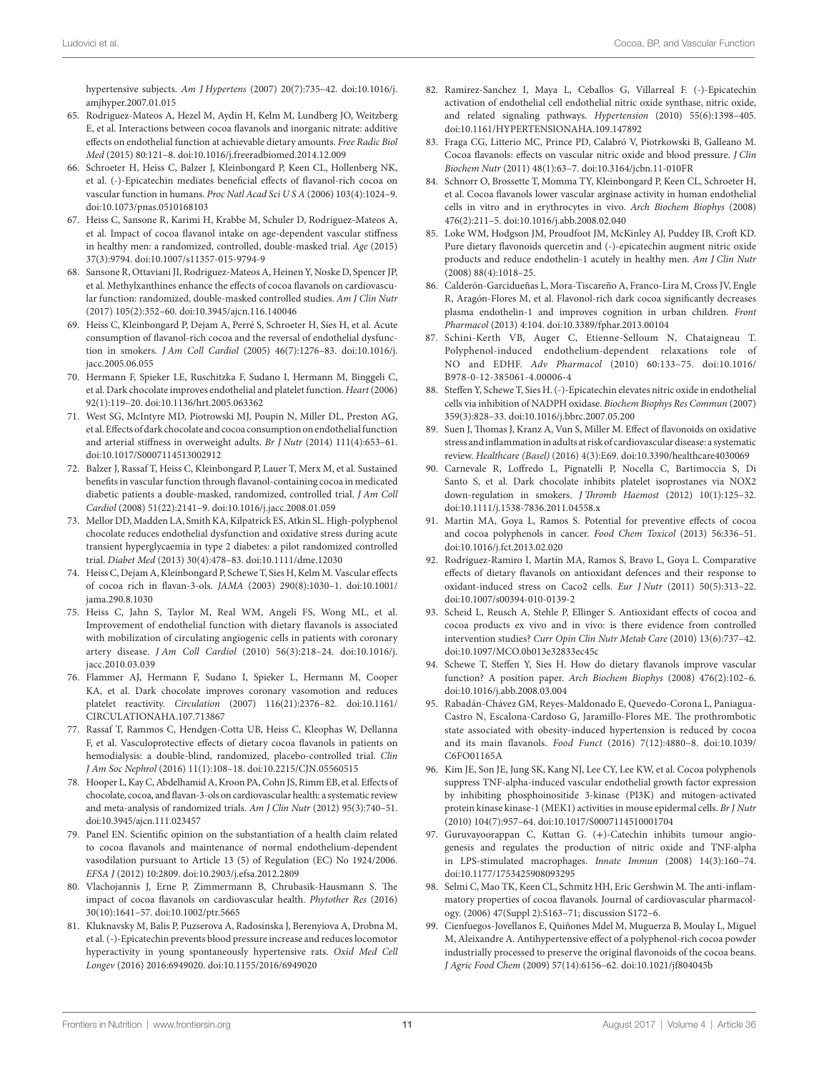hypertensive subjects. *Am J Hypertens* (2007) 20(7):735–42. doi:10.1016/j.amjhyper.2007.01.015

65. Rodriguez-Mateos A, Hezel M, Aydin H, Kelm M, Lundberg JO, Weitzberg E, et al. Interactions between cocoa flavanols and inorganic nitrate: additive effects on endothelial function at achievable dietary amounts. *Free Radic Biol Med* (2015) 80:121–8. doi:10.1016/j.freeradbiomed.2014.12.009

66. Schroeter H, Heiss C, Balzer J, Kleinbongard P, Keen CL, Hollenberg NK, et al. (-)-Epicatechin mediates beneficial effects of flavanol-rich cocoa on vascular function in humans. *Proc Natl Acad Sci U S A* (2006) 103(4):1024–9. doi:10.1073/pnas.0510168103

67. Heiss C, Sansone R, Karimi H, Krabbe M, Schuler D, Rodriguez-Mateos A, et al. Impact of cocoa flavanol intake on age-dependent vascular stiffness in healthy men: a randomized, controlled, double-masked trial. *Age* (2015) 37(3):9794. doi:10.1007/s11357-015-9794-9

68. Sansone R, Ottaviani JI, Rodriguez-Mateos A, Heinen Y, Noske D, Spencer JP, et al. Methylxanthines enhance the effects of cocoa flavanols on cardiovascular function: randomized, double-masked controlled studies. *Am J Clin Nutr* (2017) 105(2):352–60. doi:10.3945/ajcn.116.140046

69. Heiss C, Kleinbongard P, Dejam A, Perré S, Schroeter H, Sies H, et al. Acute consumption of flavanol-rich cocoa and the reversal of endothelial dysfunction in smokers. *J Am Coll Cardiol* (2005) 46(7):1276–83. doi:10.1016/j.jacc.2005.06.055

70. Hermann F, Spieker LE, Ruschitzka F, Sudano I, Hermann M, Binggeli C, et al. Dark chocolate improves endothelial and platelet function. *Heart* (2006) 92(1):119–20. doi:10.1136/hrt.2005.063362

71. West SG, McIntyre MD, Piotrowski MJ, Poupin N, Miller DL, Preston AG, et al. Effects of dark chocolate and cocoa consumption on endothelial function and arterial stiffness in overweight adults. *Br J Nutr* (2014) 111(4):653–61. doi:10.1017/S0007114513002912

72. Balzer J, Rassaf T, Heiss C, Kleinbongard P, Lauer T, Merx M, et al. Sustained benefits in vascular function through flavanol-containing cocoa in medicated diabetic patients a double-masked, randomized, controlled trial. *J Am Coll Cardiol* (2008) 51(22):2141–9. doi:10.1016/j.jacc.2008.01.059

73. Mellor DD, Madden LA, Smith KA, Kilpatrick ES, Atkin SL. High-polyphenol chocolate reduces endothelial dysfunction and oxidative stress during acute transient hyperglycaemia in type 2 diabetes: a pilot randomized controlled trial. *Diabet Med* (2013) 30(4):478–83. doi:10.1111/dme.12030

74. Heiss C, Dejam A, Kleinbongard P, Schewe T, Sies H, Kelm M. Vascular effects of cocoa rich in flavan-3-ols. *JAMA* (2003) 290(8):1030–1. doi:10.1001/jama.290.8.1030

75. Heiss C, Jahn S, Taylor M, Real WM, Angeli FS, Wong ML, et al. Improvement of endothelial function with dietary flavanols is associated with mobilization of circulating angiogenic cells in patients with coronary artery disease. *J Am Coll Cardiol* (2010) 56(3):218–24. doi:10.1016/j.jacc.2010.03.039

76. Flammer AJ, Hermann F, Sudano I, Spieker L, Hermann M, Cooper KA, et al. Dark chocolate improves coronary vasomotion and reduces platelet reactivity. *Circulation* (2007) 116(21):2376–82. doi:10.1161/CIRCULATIONAHA.107.713867

77. Rassaf T, Rammos C, Hendgen-Cotta UB, Heiss C, Kleophas W, Dellanna F, et al. Vasculoprotective effects of dietary cocoa flavanols in patients on hemodialysis: a double-blind, randomized, placebo-controlled trial. *Clin J Am Soc Nephrol* (2016) 11(1):108–18. doi:10.2215/CJN.05560515

78. Hooper L, Kay C, Abdelhamid A, Kroon PA, Cohn JS, Rimm EB, et al. Effects of chocolate, cocoa, and flavan-3-ols on cardiovascular health: a systematic review and meta-analysis of randomized trials. *Am J Clin Nutr* (2012) 95(3):740–51. doi:10.3945/ajcn.111.023457

79. Panel EN. Scientific opinion on the substantiation of a health claim related to cocoa flavanols and maintenance of normal endothelium-dependent vasodilation pursuant to Article 13 (5) of Regulation (EC) No 1924/2006. *EFSA J* (2012) 10:2809. doi:10.2903/j.efsa.2012.2809

80. Vlachojannis J, Erne P, Zimmermann B, Chrubasik-Hausmann S. The impact of cocoa flavanols on cardiovascular health. *Phytother Res* (2016) 30(10):1641–57. doi:10.1002/ptr.5665

81. Kluknavsky M, Balis P, Puzserova A, Radosinska J, Berenyiova A, Drobna M, et al. (-)-Epicatechin prevents blood pressure increase and reduces locomotor hyperactivity in young spontaneously hypertensive rats. *Oxid Med Cell Longev* (2016) 2016:6949020. doi:10.1155/2016/6949020

82. Ramirez-Sanchez I, Maya L, Ceballos G, Villarreal F. (-)-Epicatechin activation of endothelial cell endothelial nitric oxide synthase, nitric oxide, and related signaling pathways. *Hypertension* (2010) 55(6):1398–405. doi:10.1161/HYPERTENSIONAHA.109.147892

83. Fraga CG, Litterio MC, Prince PD, Calabró V, Piotrkowski B, Galleano M. Cocoa flavanols: effects on vascular nitric oxide and blood pressure. *J Clin Biochem Nutr* (2011) 48(1):63–7. doi:10.3164/jcbn.11-010FR

84. Schnorr O, Brossette T, Momma TY, Kleinbongard P, Keen CL, Schroeter H, et al. Cocoa flavanols lower vascular arginase activity in human endothelial cells in vitro and in erythrocytes in vivo. *Arch Biochem Biophys* (2008) 476(2):211–5. doi:10.1016/j.abb.2008.02.040

85. Loke WM, Hodgson JM, Proudfoot JM, McKinley AJ, Puddey IB, Croft KD. Pure dietary flavonoids quercetin and (-)-epicatechin augment nitric oxide products and reduce endothelin-1 acutely in healthy men. *Am J Clin Nutr* (2008) 88(4):1018–25.

86. Calderón-Garcidueñas L, Mora-Tiscareño A, Franco-Lira M, Cross JV, Engle R, Aragón-Flores M, et al. Flavonol-rich dark cocoa significantly decreases plasma endothelin-1 and improves cognition in urban children. *Front Pharmacol* (2013) 4:104. doi:10.3389/fphar.2013.00104

87. Schini-Kerth VB, Auger C, Etienne-Selloum N, Chataigneau T. Polyphenol-induced endothelium-dependent relaxations role of NO and EDHF. *Adv Pharmacol* (2010) 60:133–75. doi:10.1016/B978-0-12-385061-4.00006-4

88. Steffen Y, Schewe T, Sies H. (-)-Epicatechin elevates nitric oxide in endothelial cells via inhibition of NADPH oxidase. *Biochem Biophys Res Commun* (2007) 359(3):828–33. doi:10.1016/j.bbrc.2007.05.200

89. Suen J, Thomas J, Kranz A, Vun S, Miller M. Effect of flavonoids on oxidative stress and inflammation in adults at risk of cardiovascular disease: a systematic review. *Healthcare (Basel)* (2016) 4(3):E69. doi:10.3390/healthcare4030069

90. Carnevale R, Loffredo L, Pignatelli P, Nocella C, Bartimoccia S, Di Santo S, et al. Dark chocolate inhibits platelet isoprostanes via NOX2 down-regulation in smokers. *J Thromb Haemost* (2012) 10(1):125–32. doi:10.1111/j.1538-7836.2011.04558.x

91. Martin MA, Goya L, Ramos S. Potential for preventive effects of cocoa and cocoa polyphenols in cancer. *Food Chem Toxicol* (2013) 56:336–51. doi:10.1016/j.fct.2013.02.020

92. Rodríguez-Ramiro I, Martín MA, Ramos S, Bravo L, Goya L. Comparative effects of dietary flavanols on antioxidant defences and their response to oxidant-induced stress on Caco2 cells. *Eur J Nutr* (2011) 50(5):313–22. doi:10.1007/s00394-010-0139-2

93. Scheid L, Reusch A, Stehle P, Ellinger S. Antioxidant effects of cocoa and cocoa products ex vivo and in vivo: is there evidence from controlled intervention studies? *Curr Opin Clin Nutr Metab Care* (2010) 13(6):737–42. doi:10.1097/MCO.0b013e32833ec45c

94. Schewe T, Steffen Y, Sies H. How do dietary flavanols improve vascular function? A position paper. *Arch Biochem Biophys* (2008) 476(2):102–6. doi:10.1016/j.abb.2008.03.004

95. Rabadán-Chávez GM, Reyes-Maldonado E, Quevedo-Corona L, Paniagua-Castro N, Escalona-Cardoso G, Jaramillo-Flores ME. The prothrombotic state associated with obesity-induced hypertension is reduced by cocoa and its main flavanols. *Food Funct* (2016) 7(12):4880–8. doi:10.1039/C6FO01165A

96. Kim JE, Son JE, Jung SK, Kang NJ, Lee CY, Lee KW, et al. Cocoa polyphenols suppress TNF-alpha-induced vascular endothelial growth factor expression by inhibiting phosphoinositide 3-kinase (PI3K) and mitogen-activated protein kinase kinase-1 (MEK1) activities in mouse epidermal cells. *Br J Nutr* (2010) 104(7):957–64. doi:10.1017/S0007114510001704

97. Guruvayoorappan C, Kuttan G. (+)-Catechin inhibits tumour angiogenesis and regulates the production of nitric oxide and TNF-alpha in LPS-stimulated macrophages. *Innate Immun* (2008) 14(3):160–74. doi:10.1177/1753425908093295

98. Selmi C, Mao TK, Keen CL, Schmitz HH, Eric Gershwin M. The anti-inflammatory properties of cocoa flavanols. Journal of cardiovascular pharmacology. (2006) 47(Suppl 2):S163–71; discussion S172–6.

99. Cienfuegos-Jovellanos E, Quiñones Mdel M, Muguerza B, Moulay L, Miguel M, Aleixandre A. Antihypertensive effect of a polyphenol-rich cocoa powder industrially processed to preserve the original flavonoids of the cocoa beans. *J Agric Food Chem* (2009) 57(14):6156–62. doi:10.1021/jf804045b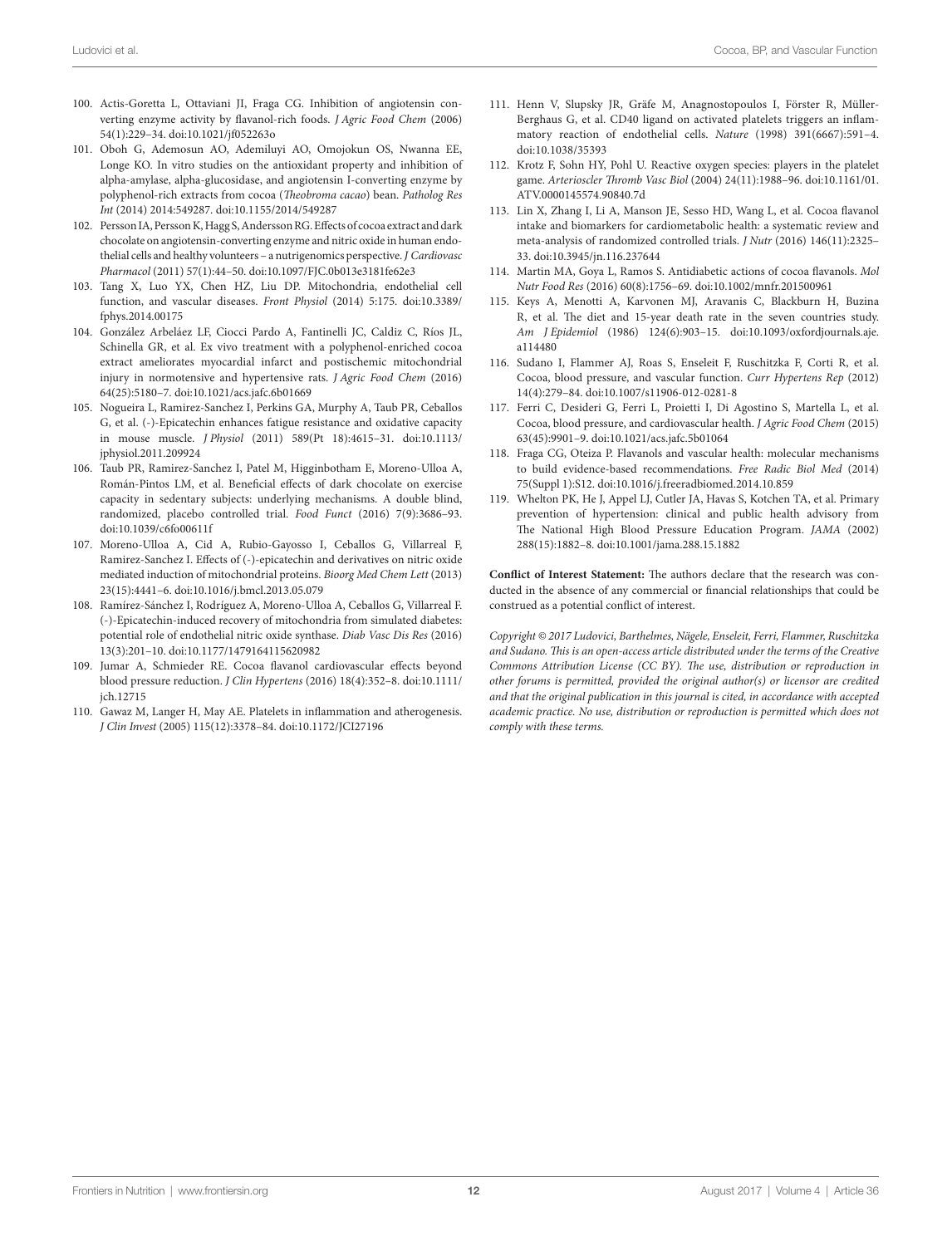100. Actis-Goretta L, Ottaviani JI, Fraga CG. Inhibition of angiotensin converting enzyme activity by flavanol-rich foods. *J Agric Food Chem* (2006) 54(1):229–34. doi:10.1021/jf052263o
101. Oboh G, Ademosun AO, Ademiluyi AO, Omojokun OS, Nwanna EE, Longe KO. In vitro studies on the antioxidant property and inhibition of alpha-amylase, alpha-glucosidase, and angiotensin I-converting enzyme by polyphenol-rich extracts from cocoa (*Theobroma cacao*) bean. *Patholog Res Int* (2014) 2014:549287. doi:10.1155/2014/549287
102. Persson IA, Persson K, Hagg S, Andersson RG. Effects of cocoa extract and dark chocolate on angiotensin-converting enzyme and nitric oxide in human endothelial cells and healthy volunteers – a nutrigenomics perspective. *J Cardiovasc Pharmacol* (2011) 57(1):44–50. doi:10.1097/FJC.0b013e3181fe62e3
103. Tang X, Luo YX, Chen HZ, Liu DP. Mitochondria, endothelial cell function, and vascular diseases. *Front Physiol* (2014) 5:175. doi:10.3389/fphys.2014.00175
104. González Arbeláez LF, Ciocci Pardo A, Fantinelli JC, Caldiz C, Ríos JL, Schinella GR, et al. Ex vivo treatment with a polyphenol-enriched cocoa extract ameliorates myocardial infarct and postischemic mitochondrial injury in normotensive and hypertensive rats. *J Agric Food Chem* (2016) 64(25):5180–7. doi:10.1021/acs.jafc.6b01669
105. Nogueira L, Ramirez-Sanchez I, Perkins GA, Murphy A, Taub PR, Ceballos G, et al. (-)-Epicatechin enhances fatigue resistance and oxidative capacity in mouse muscle. *J Physiol* (2011) 589(Pt 18):4615–31. doi:10.1113/jphysiol.2011.209924
106. Taub PR, Ramirez-Sanchez I, Patel M, Higginbotham E, Moreno-Ulloa A, Román-Pintos LM, et al. Beneficial effects of dark chocolate on exercise capacity in sedentary subjects: underlying mechanisms. A double blind, randomized, placebo controlled trial. *Food Funct* (2016) 7(9):3686–93. doi:10.1039/c6fo00611f
107. Moreno-Ulloa A, Cid A, Rubio-Gayosso I, Ceballos G, Villarreal F, Ramirez-Sanchez I. Effects of (-)-epicatechin and derivatives on nitric oxide mediated induction of mitochondrial proteins. *Bioorg Med Chem Lett* (2013) 23(15):4441–6. doi:10.1016/j.bmcl.2013.05.079
108. Ramírez-Sánchez I, Rodríguez A, Moreno-Ulloa A, Ceballos G, Villarreal F. (-)-Epicatechin-induced recovery of mitochondria from simulated diabetes: potential role of endothelial nitric oxide synthase. *Diab Vasc Dis Res* (2016) 13(3):201–10. doi:10.1177/1479164115620982
109. Jumar A, Schmieder RE. Cocoa flavanol cardiovascular effects beyond blood pressure reduction. *J Clin Hypertens* (2016) 18(4):352–8. doi:10.1111/jch.12715
110. Gawaz M, Langer H, May AE. Platelets in inflammation and atherogenesis. *J Clin Invest* (2005) 115(12):3378–84. doi:10.1172/JCI27196
111. Henn V, Slupsky JR, Gräfe M, Anagnostopoulos I, Förster R, Müller-Berghaus G, et al. CD40 ligand on activated platelets triggers an inflammatory reaction of endothelial cells. *Nature* (1998) 391(6667):591–4. doi:10.1038/35393
112. Krotz F, Sohn HY, Pohl U. Reactive oxygen species: players in the platelet game. *Arterioscler Thromb Vasc Biol* (2004) 24(11):1988–96. doi:10.1161/01.ATV.0000145574.90840.7d
113. Lin X, Zhang I, Li A, Manson JE, Sesso HD, Wang L, et al. Cocoa flavanol intake and biomarkers for cardiometabolic health: a systematic review and meta-analysis of randomized controlled trials. *J Nutr* (2016) 146(11):2325–33. doi:10.3945/jn.116.237644
114. Martin MA, Goya L, Ramos S. Antidiabetic actions of cocoa flavanols. *Mol Nutr Food Res* (2016) 60(8):1756–69. doi:10.1002/mnfr.201500961
115. Keys A, Menotti A, Karvonen MJ, Aravanis C, Blackburn H, Buzina R, et al. The diet and 15-year death rate in the seven countries study. *Am J Epidemiol* (1986) 124(6):903–15. doi:10.1093/oxfordjournals.aje.a114480
116. Sudano I, Flammer AJ, Roas S, Enseleit F, Ruschitzka F, Corti R, et al. Cocoa, blood pressure, and vascular function. *Curr Hypertens Rep* (2012) 14(4):279–84. doi:10.1007/s11906-012-0281-8
117. Ferri C, Desideri G, Ferri L, Proietti I, Di Agostino S, Martella L, et al. Cocoa, blood pressure, and cardiovascular health. *J Agric Food Chem* (2015) 63(45):9901–9. doi:10.1021/acs.jafc.5b01064
118. Fraga CG, Oteiza P. Flavanols and vascular health: molecular mechanisms to build evidence-based recommendations. *Free Radic Biol Med* (2014) 75(Suppl 1):S12. doi:10.1016/j.freeradbiomed.2014.10.859
119. Whelton PK, He J, Appel LJ, Cutler JA, Havas S, Kotchen TA, et al. Primary prevention of hypertension: clinical and public health advisory from The National High Blood Pressure Education Program. *JAMA* (2002) 288(15):1882–8. doi:10.1001/jama.288.15.1882

**Conflict of Interest Statement:** The authors declare that the research was conducted in the absence of any commercial or financial relationships that could be construed as a potential conflict of interest.

*Copyright © 2017 Ludovici, Barthelmes, Nägele, Enseleit, Ferri, Flammer, Ruschitzka and Sudano. This is an open-access article distributed under the terms of the Creative Commons Attribution License (CC BY). The use, distribution or reproduction in other forums is permitted, provided the original author(s) or licensor are credited and that the original publication in this journal is cited, in accordance with accepted academic practice. No use, distribution or reproduction is permitted which does not comply with these terms.*